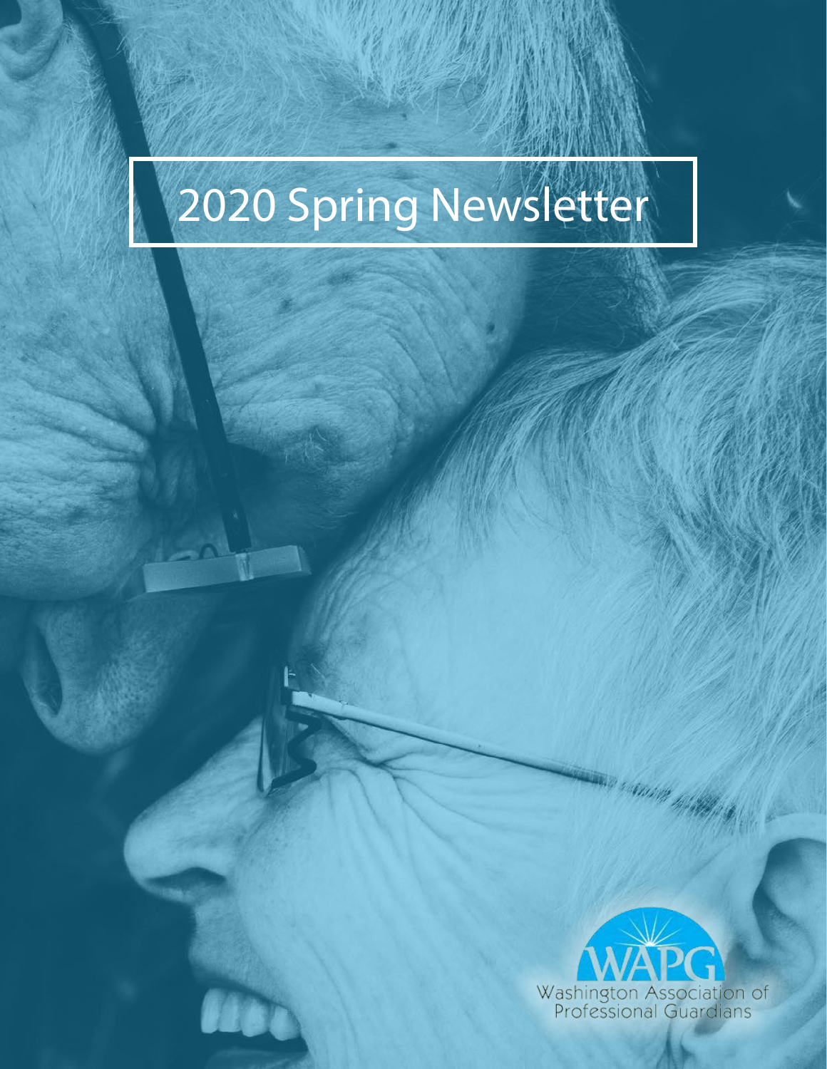# 2020 Spring Newsletter

WAPG

Washington Association of Professional Guardians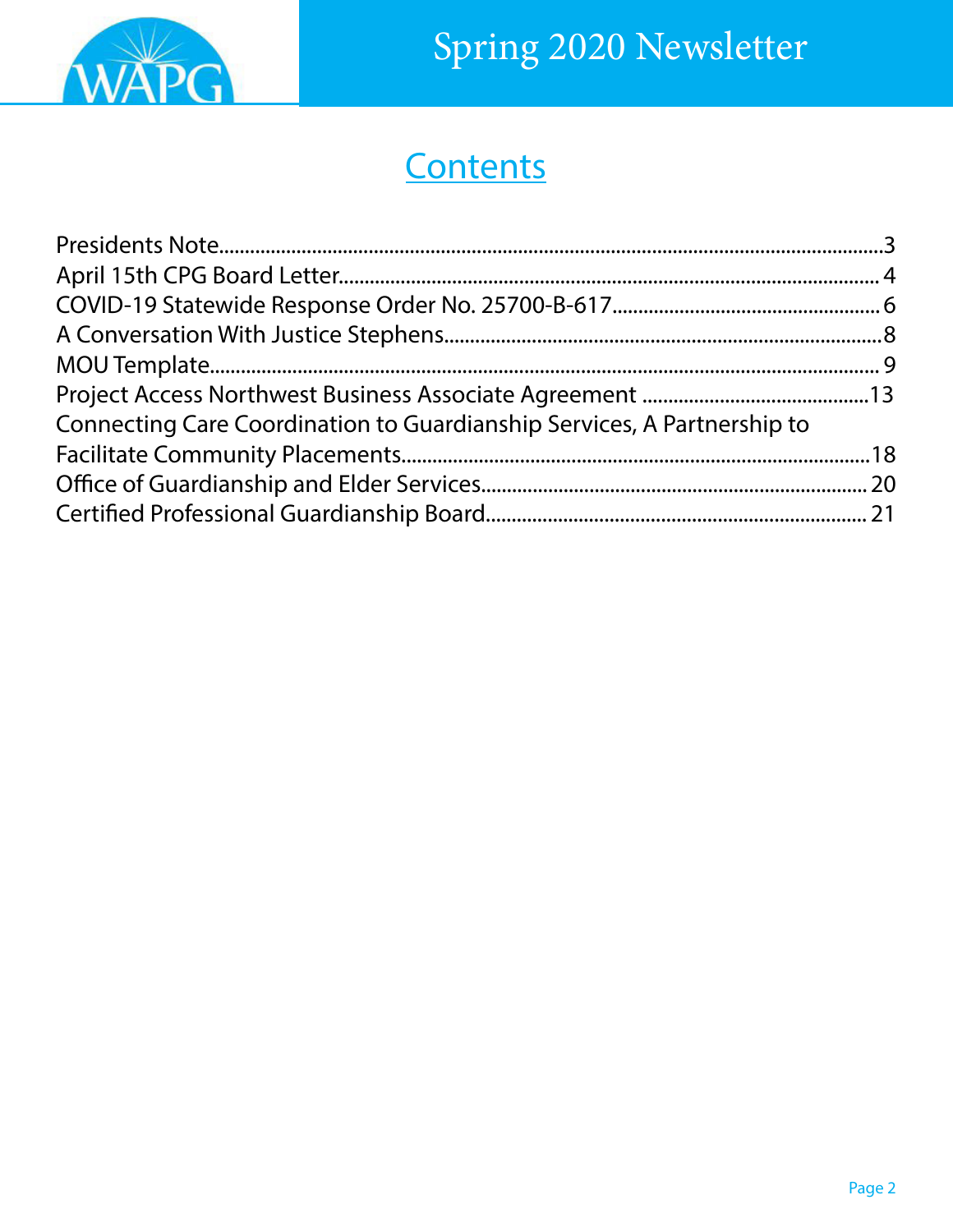# Spring 2020 Newsletter

## Contents

- Presidents Note ... 3
- April 15th CPG Board Letter ... 4
- COVID-19 Statewide Response Order No. 25700-B-617 ... 6
- A Conversation With Justice Stephens ... 8
- MOU Template ... 9
- Project Access Northwest Business Associate Agreement ... 13
- Connecting Care Coordination to Guardianship Services, A Partnership to Facilitate Community Placements ... 18
- Office of Guardianship and Elder Services ... 20
- Certified Professional Guardianship Board ... 21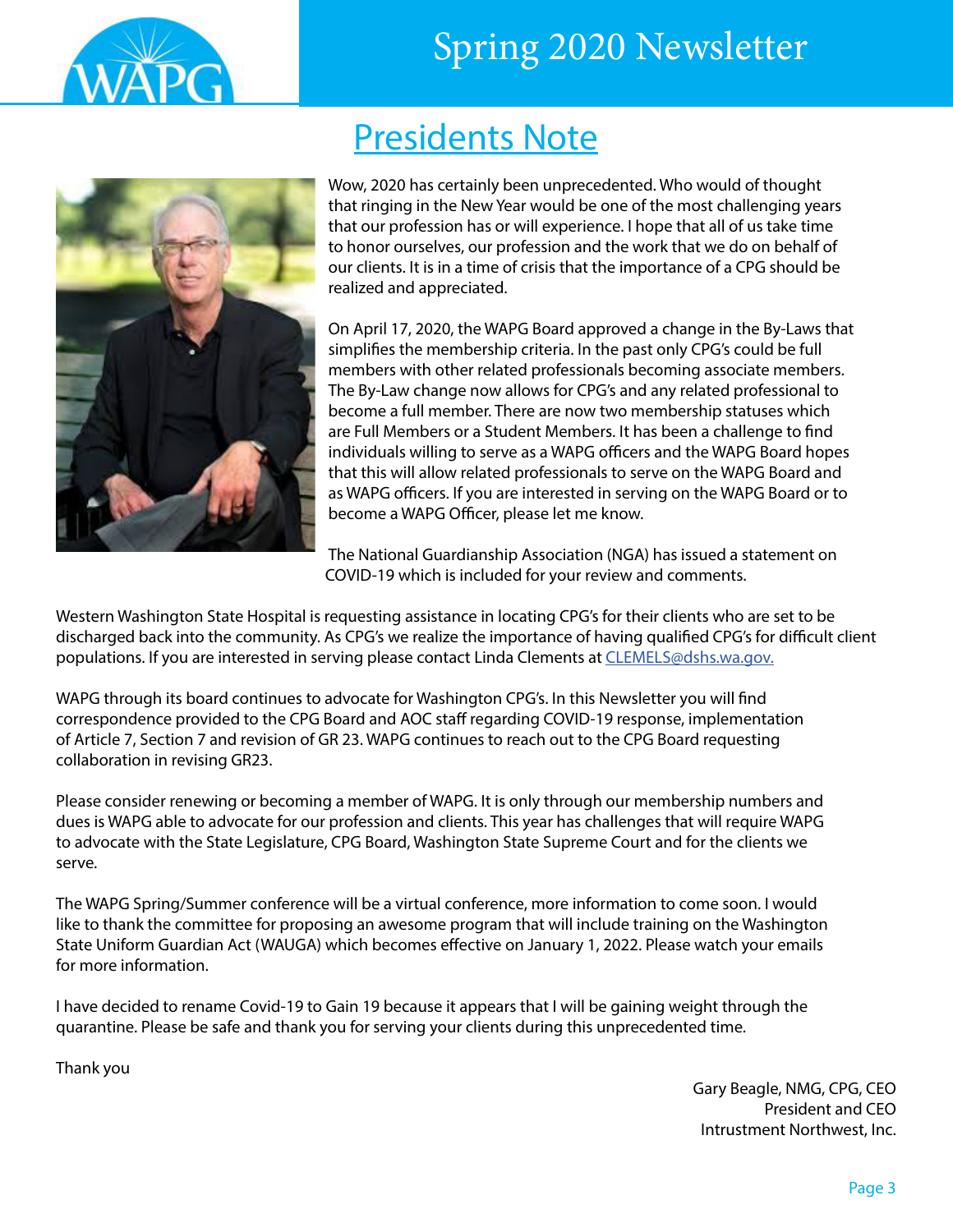# Spring 2020 Newsletter

## Presidents Note

Wow, 2020 has certainly been unprecedented. Who would of thought that ringing in the New Year would be one of the most challenging years that our profession has or will experience. I hope that all of us take time to honor ourselves, our profession and the work that we do on behalf of our clients. It is in a time of crisis that the importance of a CPG should be realized and appreciated.

On April 17, 2020, the WAPG Board approved a change in the By-Laws that simplifies the membership criteria. In the past only CPG's could be full members with other related professionals becoming associate members. The By-Law change now allows for CPG's and any related professional to become a full member. There are now two membership statuses which are Full Members or a Student Members. It has been a challenge to find individuals willing to serve as a WAPG officers and the WAPG Board hopes that this will allow related professionals to serve on the WAPG Board and as WAPG officers. If you are interested in serving on the WAPG Board or to become a WAPG Officer, please let me know.

The National Guardianship Association (NGA) has issued a statement on COVID-19 which is included for your review and comments.

Western Washington State Hospital is requesting assistance in locating CPG's for their clients who are set to be discharged back into the community. As CPG's we realize the importance of having qualified CPG's for difficult client populations. If you are interested in serving please contact Linda Clements at CLEMELS@dshs.wa.gov.

WAPG through its board continues to advocate for Washington CPG's. In this Newsletter you will find correspondence provided to the CPG Board and AOC staff regarding COVID-19 response, implementation of Article 7, Section 7 and revision of GR 23. WAPG continues to reach out to the CPG Board requesting collaboration in revising GR23.

Please consider renewing or becoming a member of WAPG. It is only through our membership numbers and dues is WAPG able to advocate for our profession and clients. This year has challenges that will require WAPG to advocate with the State Legislature, CPG Board, Washington State Supreme Court and for the clients we serve.

The WAPG Spring/Summer conference will be a virtual conference, more information to come soon. I would like to thank the committee for proposing an awesome program that will include training on the Washington State Uniform Guardian Act (WAUGA) which becomes effective on January 1, 2022. Please watch your emails for more information.

I have decided to rename Covid-19 to Gain 19 because it appears that I will be gaining weight through the quarantine. Please be safe and thank you for serving your clients during this unprecedented time.

Thank you

Gary Beagle, NMG, CPG, CEO
President and CEO
Intrustment Northwest, Inc.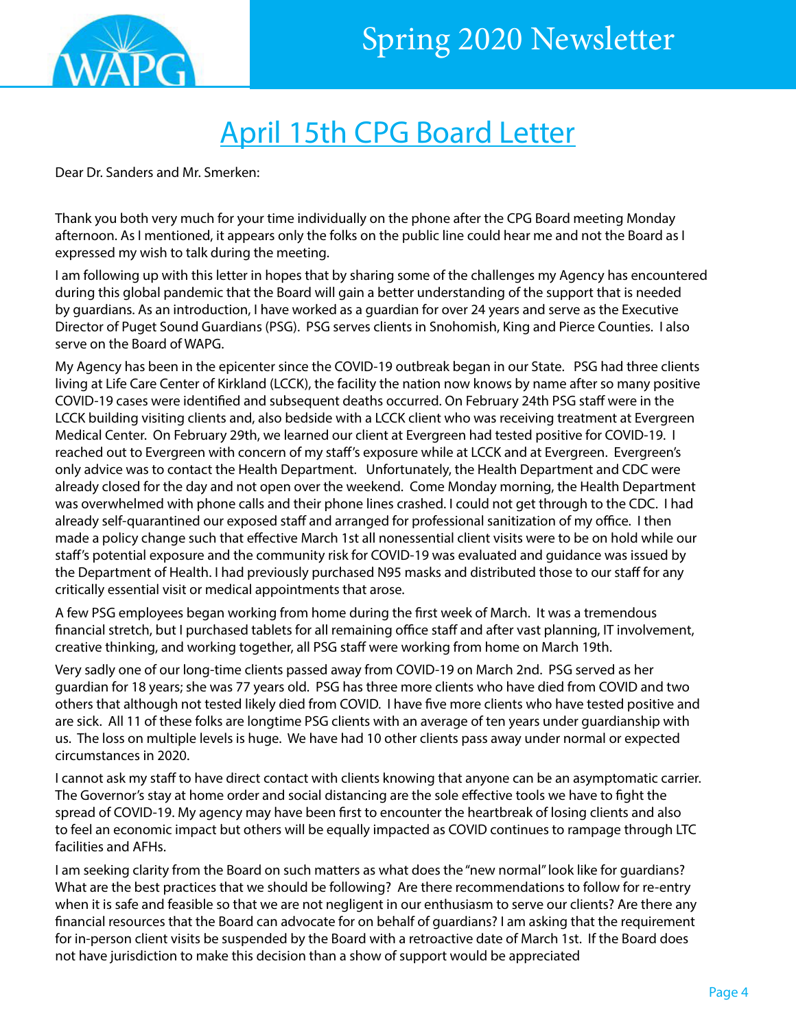# April 15th CPG Board Letter

Dear Dr. Sanders and Mr. Smerken:

Thank you both very much for your time individually on the phone after the CPG Board meeting Monday afternoon. As I mentioned, it appears only the folks on the public line could hear me and not the Board as I expressed my wish to talk during the meeting.

I am following up with this letter in hopes that by sharing some of the challenges my Agency has encountered during this global pandemic that the Board will gain a better understanding of the support that is needed by guardians. As an introduction, I have worked as a guardian for over 24 years and serve as the Executive Director of Puget Sound Guardians (PSG). PSG serves clients in Snohomish, King and Pierce Counties. I also serve on the Board of WAPG.

My Agency has been in the epicenter since the COVID-19 outbreak began in our State. PSG had three clients living at Life Care Center of Kirkland (LCCK), the facility the nation now knows by name after so many positive COVID-19 cases were identified and subsequent deaths occurred. On February 24th PSG staff were in the LCCK building visiting clients and, also bedside with a LCCK client who was receiving treatment at Evergreen Medical Center. On February 29th, we learned our client at Evergreen had tested positive for COVID-19. I reached out to Evergreen with concern of my staff's exposure while at LCCK and at Evergreen. Evergreen's only advice was to contact the Health Department. Unfortunately, the Health Department and CDC were already closed for the day and not open over the weekend. Come Monday morning, the Health Department was overwhelmed with phone calls and their phone lines crashed. I could not get through to the CDC. I had already self-quarantined our exposed staff and arranged for professional sanitization of my office. I then made a policy change such that effective March 1st all nonessential client visits were to be on hold while our staff's potential exposure and the community risk for COVID-19 was evaluated and guidance was issued by the Department of Health. I had previously purchased N95 masks and distributed those to our staff for any critically essential visit or medical appointments that arose.

A few PSG employees began working from home during the first week of March. It was a tremendous financial stretch, but I purchased tablets for all remaining office staff and after vast planning, IT involvement, creative thinking, and working together, all PSG staff were working from home on March 19th.

Very sadly one of our long-time clients passed away from COVID-19 on March 2nd. PSG served as her guardian for 18 years; she was 77 years old. PSG has three more clients who have died from COVID and two others that although not tested likely died from COVID. I have five more clients who have tested positive and are sick. All 11 of these folks are longtime PSG clients with an average of ten years under guardianship with us. The loss on multiple levels is huge. We have had 10 other clients pass away under normal or expected circumstances in 2020.

I cannot ask my staff to have direct contact with clients knowing that anyone can be an asymptomatic carrier. The Governor's stay at home order and social distancing are the sole effective tools we have to fight the spread of COVID-19. My agency may have been first to encounter the heartbreak of losing clients and also to feel an economic impact but others will be equally impacted as COVID continues to rampage through LTC facilities and AFHs.

I am seeking clarity from the Board on such matters as what does the "new normal" look like for guardians? What are the best practices that we should be following? Are there recommendations to follow for re-entry when it is safe and feasible so that we are not negligent in our enthusiasm to serve our clients? Are there any financial resources that the Board can advocate for on behalf of guardians? I am asking that the requirement for in-person client visits be suspended by the Board with a retroactive date of March 1st. If the Board does not have jurisdiction to make this decision than a show of support would be appreciated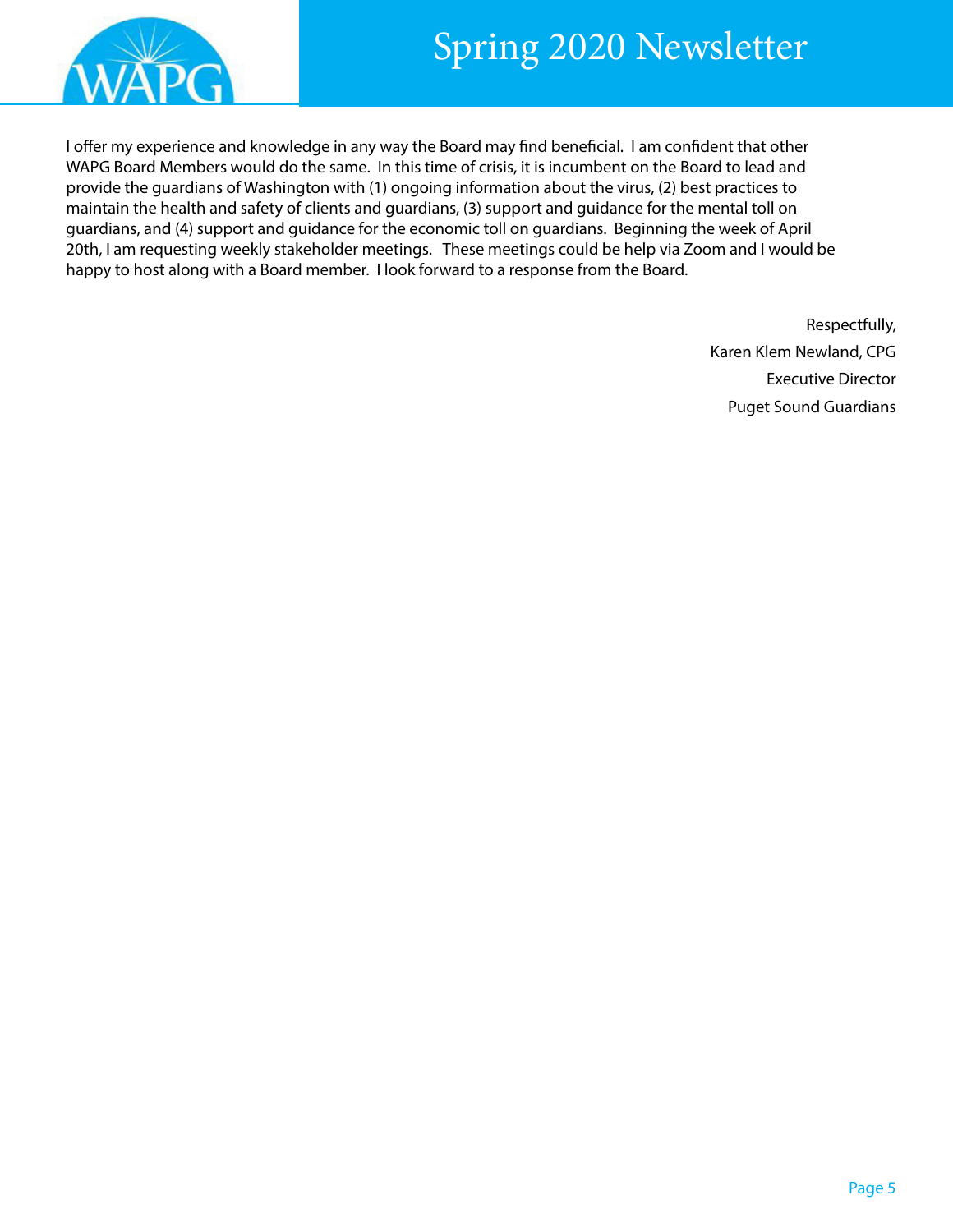I offer my experience and knowledge in any way the Board may find beneficial. I am confident that other WAPG Board Members would do the same. In this time of crisis, it is incumbent on the Board to lead and provide the guardians of Washington with (1) ongoing information about the virus, (2) best practices to maintain the health and safety of clients and guardians, (3) support and guidance for the mental toll on guardians, and (4) support and guidance for the economic toll on guardians. Beginning the week of April 20th, I am requesting weekly stakeholder meetings. These meetings could be help via Zoom and I would be happy to host along with a Board member. I look forward to a response from the Board.

Respectfully,
Karen Klem Newland, CPG
Executive Director
Puget Sound Guardians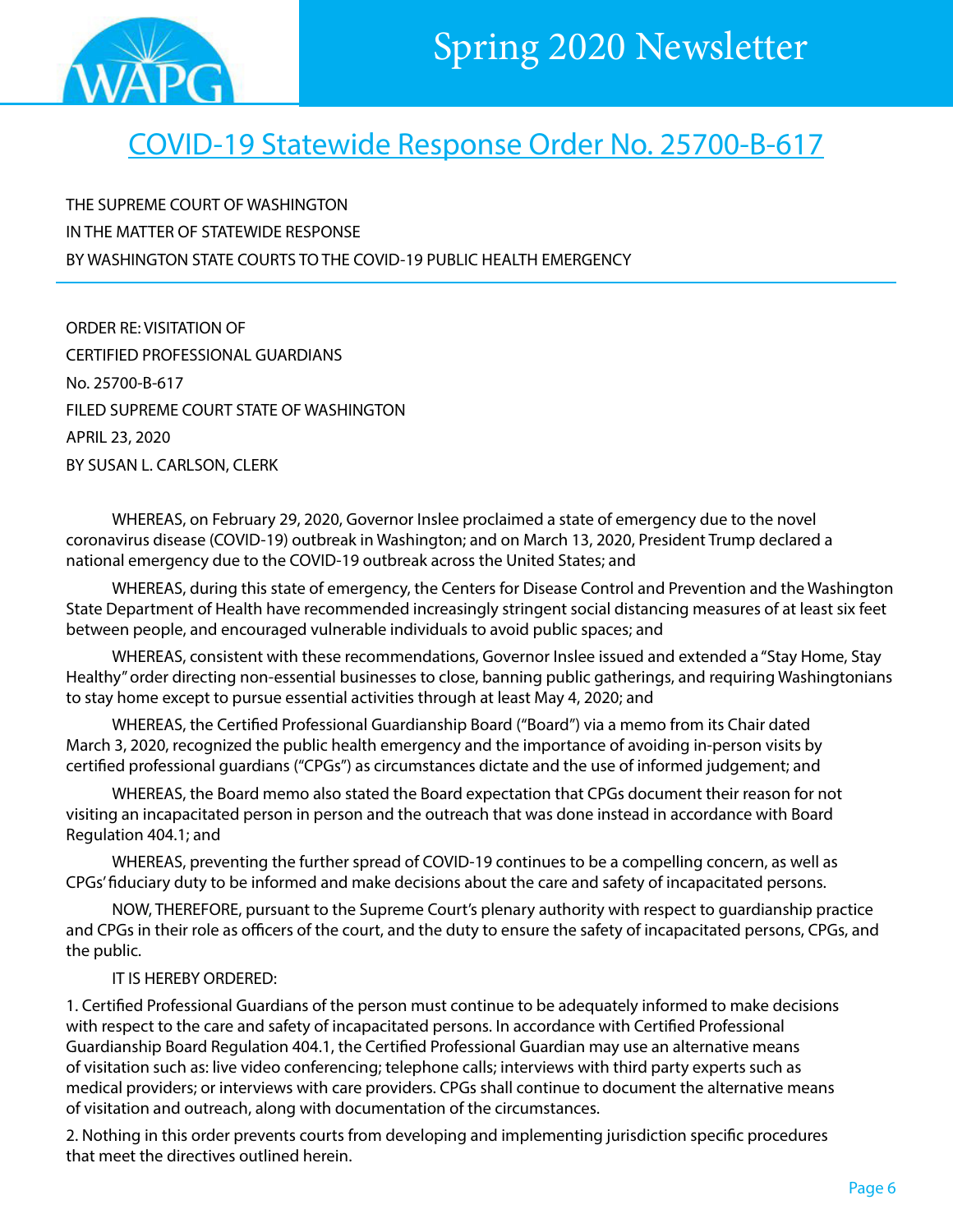# COVID-19 Statewide Response Order No. 25700-B-617

THE SUPREME COURT OF WASHINGTON
IN THE MATTER OF STATEWIDE RESPONSE
BY WASHINGTON STATE COURTS TO THE COVID-19 PUBLIC HEALTH EMERGENCY

---

ORDER RE: VISITATION OF
CERTIFIED PROFESSIONAL GUARDIANS
No. 25700-B-617
FILED SUPREME COURT STATE OF WASHINGTON
APRIL 23, 2020
BY SUSAN L. CARLSON, CLERK

WHEREAS, on February 29, 2020, Governor Inslee proclaimed a state of emergency due to the novel coronavirus disease (COVID-19) outbreak in Washington; and on March 13, 2020, President Trump declared a national emergency due to the COVID-19 outbreak across the United States; and

WHEREAS, during this state of emergency, the Centers for Disease Control and Prevention and the Washington State Department of Health have recommended increasingly stringent social distancing measures of at least six feet between people, and encouraged vulnerable individuals to avoid public spaces; and

WHEREAS, consistent with these recommendations, Governor Inslee issued and extended a "Stay Home, Stay Healthy" order directing non-essential businesses to close, banning public gatherings, and requiring Washingtonians to stay home except to pursue essential activities through at least May 4, 2020; and

WHEREAS, the Certified Professional Guardianship Board ("Board") via a memo from its Chair dated March 3, 2020, recognized the public health emergency and the importance of avoiding in-person visits by certified professional guardians ("CPGs") as circumstances dictate and the use of informed judgement; and

WHEREAS, the Board memo also stated the Board expectation that CPGs document their reason for not visiting an incapacitated person in person and the outreach that was done instead in accordance with Board Regulation 404.1; and

WHEREAS, preventing the further spread of COVID-19 continues to be a compelling concern, as well as CPGs' fiduciary duty to be informed and make decisions about the care and safety of incapacitated persons.

NOW, THEREFORE, pursuant to the Supreme Court's plenary authority with respect to guardianship practice and CPGs in their role as officers of the court, and the duty to ensure the safety of incapacitated persons, CPGs, and the public.

IT IS HEREBY ORDERED:

1. Certified Professional Guardians of the person must continue to be adequately informed to make decisions with respect to the care and safety of incapacitated persons. In accordance with Certified Professional Guardianship Board Regulation 404.1, the Certified Professional Guardian may use an alternative means of visitation such as: live video conferencing; telephone calls; interviews with third party experts such as medical providers; or interviews with care providers. CPGs shall continue to document the alternative means of visitation and outreach, along with documentation of the circumstances.

2. Nothing in this order prevents courts from developing and implementing jurisdiction specific procedures that meet the directives outlined herein.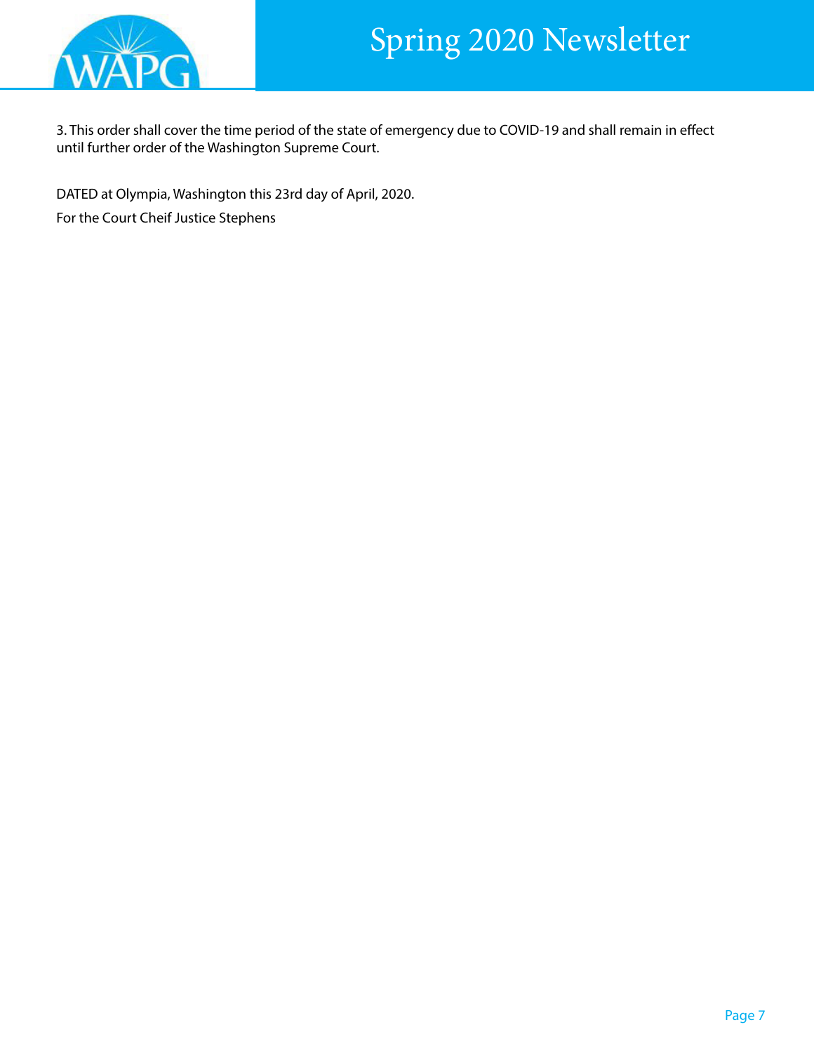3. This order shall cover the time period of the state of emergency due to COVID-19 and shall remain in effect until further order of the Washington Supreme Court.

DATED at Olympia, Washington this 23rd day of April, 2020.

For the Court Cheif Justice Stephens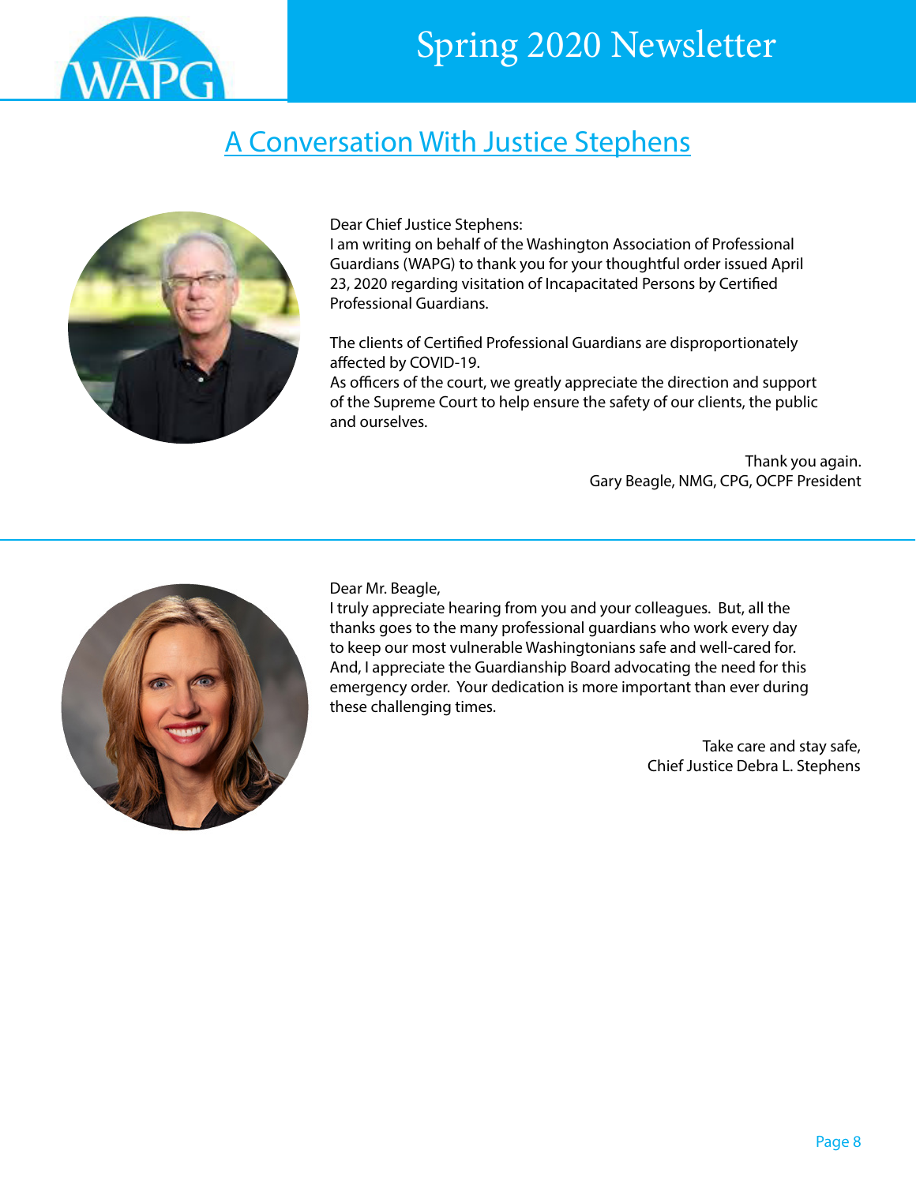## A Conversation With Justice Stephens

Dear Chief Justice Stephens:
I am writing on behalf of the Washington Association of Professional Guardians (WAPG) to thank you for your thoughtful order issued April 23, 2020 regarding visitation of Incapacitated Persons by Certified Professional Guardians.

The clients of Certified Professional Guardians are disproportionately affected by COVID-19.
As officers of the court, we greatly appreciate the direction and support of the Supreme Court to help ensure the safety of our clients, the public and ourselves.

Thank you again.
Gary Beagle, NMG, CPG, OCPF President

---

Dear Mr. Beagle,
I truly appreciate hearing from you and your colleagues. But, all the thanks goes to the many professional guardians who work every day to keep our most vulnerable Washingtonians safe and well-cared for. And, I appreciate the Guardianship Board advocating the need for this emergency order. Your dedication is more important than ever during these challenging times.

Take care and stay safe,
Chief Justice Debra L. Stephens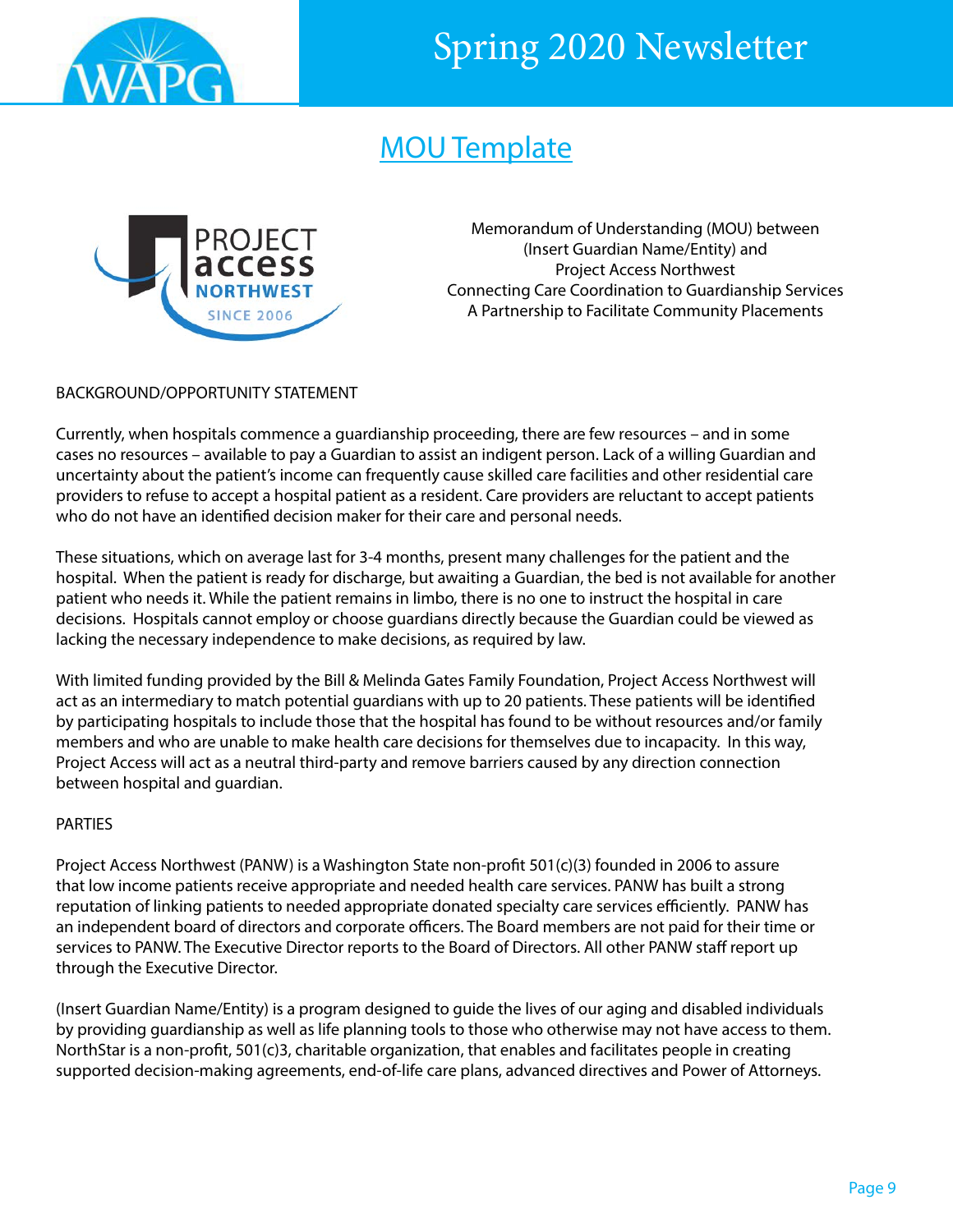# MOU Template

Memorandum of Understanding (MOU) between
(Insert Guardian Name/Entity) and
Project Access Northwest
Connecting Care Coordination to Guardianship Services
A Partnership to Facilitate Community Placements

BACKGROUND/OPPORTUNITY STATEMENT

Currently, when hospitals commence a guardianship proceeding, there are few resources – and in some cases no resources – available to pay a Guardian to assist an indigent person. Lack of a willing Guardian and uncertainty about the patient's income can frequently cause skilled care facilities and other residential care providers to refuse to accept a hospital patient as a resident. Care providers are reluctant to accept patients who do not have an identified decision maker for their care and personal needs.

These situations, which on average last for 3-4 months, present many challenges for the patient and the hospital. When the patient is ready for discharge, but awaiting a Guardian, the bed is not available for another patient who needs it. While the patient remains in limbo, there is no one to instruct the hospital in care decisions. Hospitals cannot employ or choose guardians directly because the Guardian could be viewed as lacking the necessary independence to make decisions, as required by law.

With limited funding provided by the Bill & Melinda Gates Family Foundation, Project Access Northwest will act as an intermediary to match potential guardians with up to 20 patients. These patients will be identified by participating hospitals to include those that the hospital has found to be without resources and/or family members and who are unable to make health care decisions for themselves due to incapacity. In this way, Project Access will act as a neutral third-party and remove barriers caused by any direction connection between hospital and guardian.

PARTIES

Project Access Northwest (PANW) is a Washington State non-profit 501(c)(3) founded in 2006 to assure that low income patients receive appropriate and needed health care services. PANW has built a strong reputation of linking patients to needed appropriate donated specialty care services efficiently. PANW has an independent board of directors and corporate officers. The Board members are not paid for their time or services to PANW. The Executive Director reports to the Board of Directors. All other PANW staff report up through the Executive Director.

(Insert Guardian Name/Entity) is a program designed to guide the lives of our aging and disabled individuals by providing guardianship as well as life planning tools to those who otherwise may not have access to them. NorthStar is a non-profit, 501(c)3, charitable organization, that enables and facilitates people in creating supported decision-making agreements, end-of-life care plans, advanced directives and Power of Attorneys.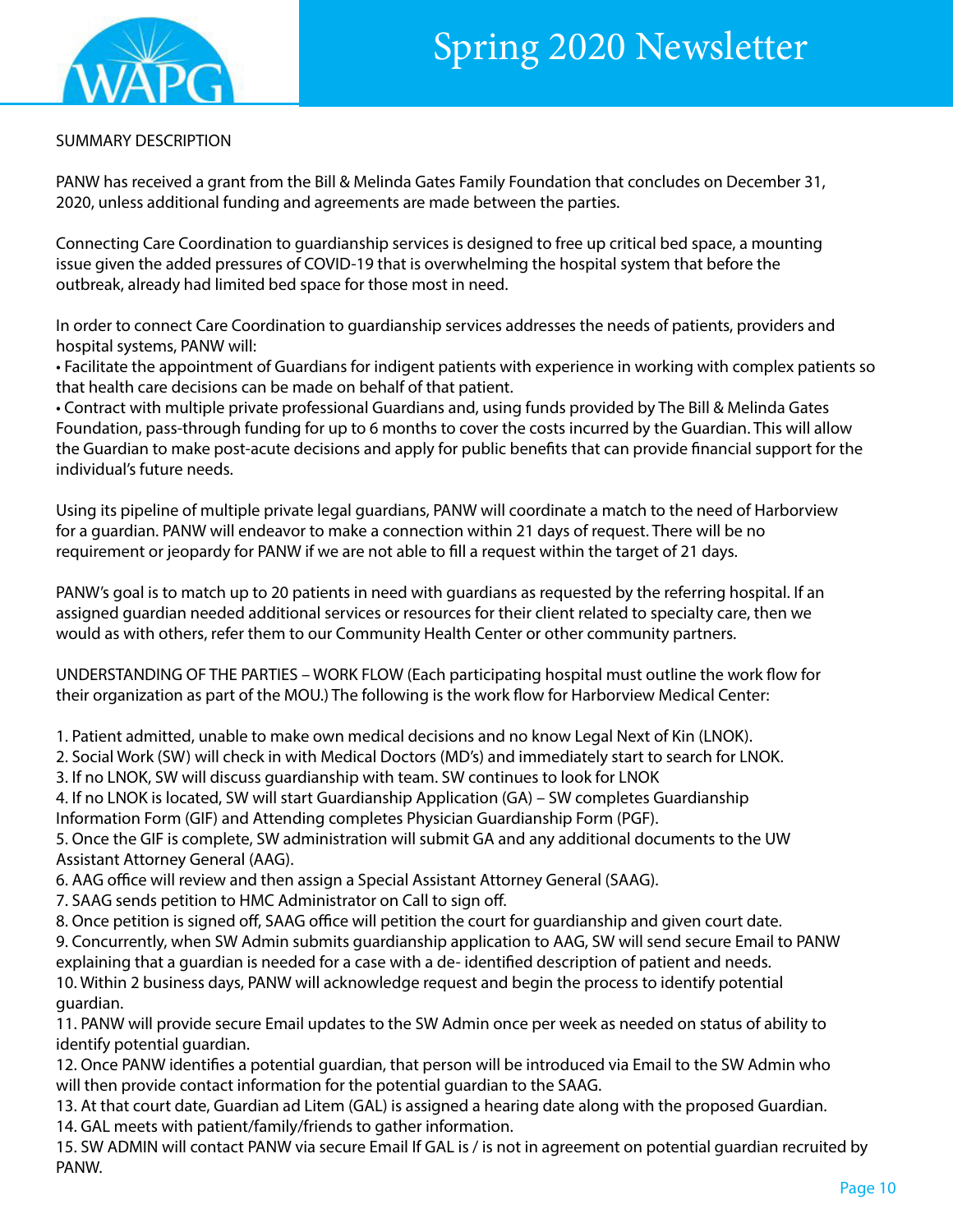SUMMARY DESCRIPTION

PANW has received a grant from the Bill & Melinda Gates Family Foundation that concludes on December 31, 2020, unless additional funding and agreements are made between the parties.

Connecting Care Coordination to guardianship services is designed to free up critical bed space, a mounting issue given the added pressures of COVID-19 that is overwhelming the hospital system that before the outbreak, already had limited bed space for those most in need.

In order to connect Care Coordination to guardianship services addresses the needs of patients, providers and hospital systems, PANW will:

- Facilitate the appointment of Guardians for indigent patients with experience in working with complex patients so that health care decisions can be made on behalf of that patient.
- Contract with multiple private professional Guardians and, using funds provided by The Bill & Melinda Gates Foundation, pass-through funding for up to 6 months to cover the costs incurred by the Guardian. This will allow the Guardian to make post-acute decisions and apply for public benefits that can provide financial support for the individual's future needs.

Using its pipeline of multiple private legal guardians, PANW will coordinate a match to the need of Harborview for a guardian. PANW will endeavor to make a connection within 21 days of request. There will be no requirement or jeopardy for PANW if we are not able to fill a request within the target of 21 days.

PANW's goal is to match up to 20 patients in need with guardians as requested by the referring hospital. If an assigned guardian needed additional services or resources for their client related to specialty care, then we would as with others, refer them to our Community Health Center or other community partners.

UNDERSTANDING OF THE PARTIES – WORK FLOW (Each participating hospital must outline the work flow for their organization as part of the MOU.) The following is the work flow for Harborview Medical Center:

1. Patient admitted, unable to make own medical decisions and no know Legal Next of Kin (LNOK).
2. Social Work (SW) will check in with Medical Doctors (MD's) and immediately start to search for LNOK.
3. If no LNOK, SW will discuss guardianship with team. SW continues to look for LNOK
4. If no LNOK is located, SW will start Guardianship Application (GA) – SW completes Guardianship Information Form (GIF) and Attending completes Physician Guardianship Form (PGF).
5. Once the GIF is complete, SW administration will submit GA and any additional documents to the UW Assistant Attorney General (AAG).
6. AAG office will review and then assign a Special Assistant Attorney General (SAAG).
7. SAAG sends petition to HMC Administrator on Call to sign off.
8. Once petition is signed off, SAAG office will petition the court for guardianship and given court date.
9. Concurrently, when SW Admin submits guardianship application to AAG, SW will send secure Email to PANW explaining that a guardian is needed for a case with a de- identified description of patient and needs.
10. Within 2 business days, PANW will acknowledge request and begin the process to identify potential guardian.
11. PANW will provide secure Email updates to the SW Admin once per week as needed on status of ability to identify potential guardian.
12. Once PANW identifies a potential guardian, that person will be introduced via Email to the SW Admin who will then provide contact information for the potential guardian to the SAAG.
13. At that court date, Guardian ad Litem (GAL) is assigned a hearing date along with the proposed Guardian.
14. GAL meets with patient/family/friends to gather information.
15. SW ADMIN will contact PANW via secure Email If GAL is / is not in agreement on potential guardian recruited by PANW.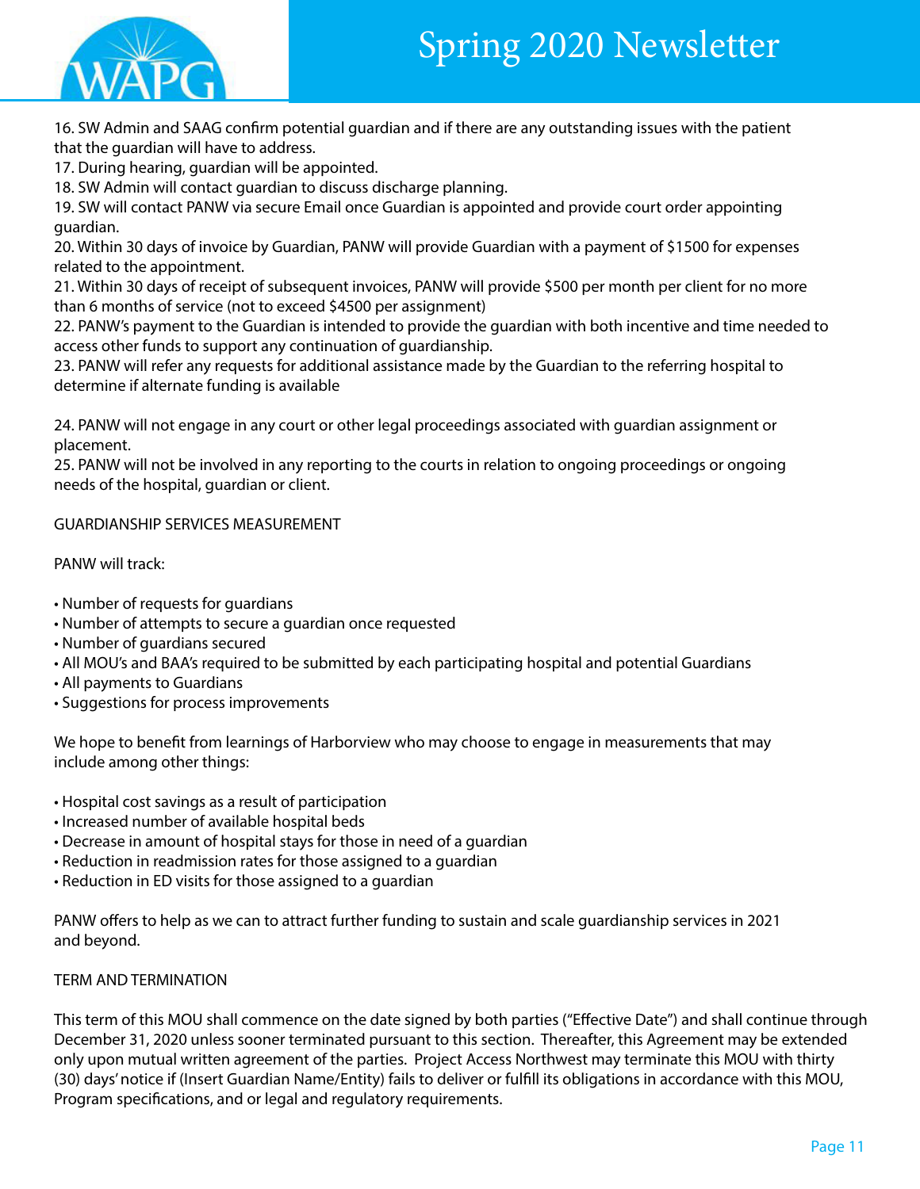16. SW Admin and SAAG confirm potential guardian and if there are any outstanding issues with the patient that the guardian will have to address.
17. During hearing, guardian will be appointed.
18. SW Admin will contact guardian to discuss discharge planning.
19. SW will contact PANW via secure Email once Guardian is appointed and provide court order appointing guardian.
20. Within 30 days of invoice by Guardian, PANW will provide Guardian with a payment of $1500 for expenses related to the appointment.
21. Within 30 days of receipt of subsequent invoices, PANW will provide $500 per month per client for no more than 6 months of service (not to exceed $4500 per assignment)
22. PANW's payment to the Guardian is intended to provide the guardian with both incentive and time needed to access other funds to support any continuation of guardianship.
23. PANW will refer any requests for additional assistance made by the Guardian to the referring hospital to determine if alternate funding is available

24. PANW will not engage in any court or other legal proceedings associated with guardian assignment or placement.
25. PANW will not be involved in any reporting to the courts in relation to ongoing proceedings or ongoing needs of the hospital, guardian or client.

GUARDIANSHIP SERVICES MEASUREMENT

PANW will track:

- Number of requests for guardians
- Number of attempts to secure a guardian once requested
- Number of guardians secured
- All MOU's and BAA's required to be submitted by each participating hospital and potential Guardians
- All payments to Guardians
- Suggestions for process improvements

We hope to benefit from learnings of Harborview who may choose to engage in measurements that may include among other things:

- Hospital cost savings as a result of participation
- Increased number of available hospital beds
- Decrease in amount of hospital stays for those in need of a guardian
- Reduction in readmission rates for those assigned to a guardian
- Reduction in ED visits for those assigned to a guardian

PANW offers to help as we can to attract further funding to sustain and scale guardianship services in 2021 and beyond.

TERM AND TERMINATION

This term of this MOU shall commence on the date signed by both parties ("Effective Date") and shall continue through December 31, 2020 unless sooner terminated pursuant to this section. Thereafter, this Agreement may be extended only upon mutual written agreement of the parties. Project Access Northwest may terminate this MOU with thirty (30) days' notice if (Insert Guardian Name/Entity) fails to deliver or fulfill its obligations in accordance with this MOU, Program specifications, and or legal and regulatory requirements.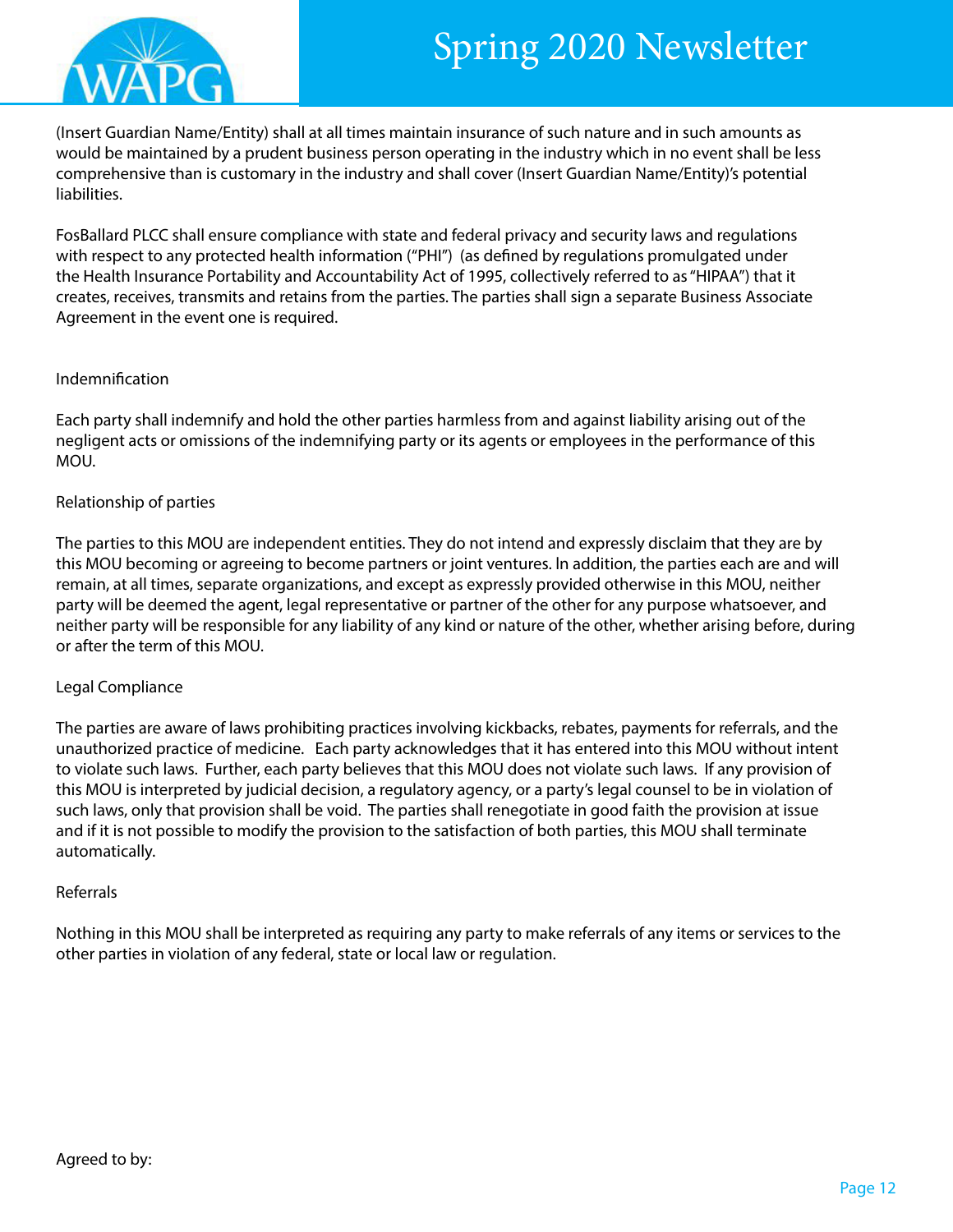(Insert Guardian Name/Entity) shall at all times maintain insurance of such nature and in such amounts as would be maintained by a prudent business person operating in the industry which in no event shall be less comprehensive than is customary in the industry and shall cover (Insert Guardian Name/Entity)'s potential liabilities.

FosBallard PLCC shall ensure compliance with state and federal privacy and security laws and regulations with respect to any protected health information ("PHI") (as defined by regulations promulgated under the Health Insurance Portability and Accountability Act of 1995, collectively referred to as "HIPAA") that it creates, receives, transmits and retains from the parties. The parties shall sign a separate Business Associate Agreement in the event one is required.

Indemnification

Each party shall indemnify and hold the other parties harmless from and against liability arising out of the negligent acts or omissions of the indemnifying party or its agents or employees in the performance of this MOU.

Relationship of parties

The parties to this MOU are independent entities. They do not intend and expressly disclaim that they are by this MOU becoming or agreeing to become partners or joint ventures. In addition, the parties each are and will remain, at all times, separate organizations, and except as expressly provided otherwise in this MOU, neither party will be deemed the agent, legal representative or partner of the other for any purpose whatsoever, and neither party will be responsible for any liability of any kind or nature of the other, whether arising before, during or after the term of this MOU.

Legal Compliance

The parties are aware of laws prohibiting practices involving kickbacks, rebates, payments for referrals, and the unauthorized practice of medicine. Each party acknowledges that it has entered into this MOU without intent to violate such laws. Further, each party believes that this MOU does not violate such laws. If any provision of this MOU is interpreted by judicial decision, a regulatory agency, or a party's legal counsel to be in violation of such laws, only that provision shall be void. The parties shall renegotiate in good faith the provision at issue and if it is not possible to modify the provision to the satisfaction of both parties, this MOU shall terminate automatically.

Referrals

Nothing in this MOU shall be interpreted as requiring any party to make referrals of any items or services to the other parties in violation of any federal, state or local law or regulation.

Agreed to by: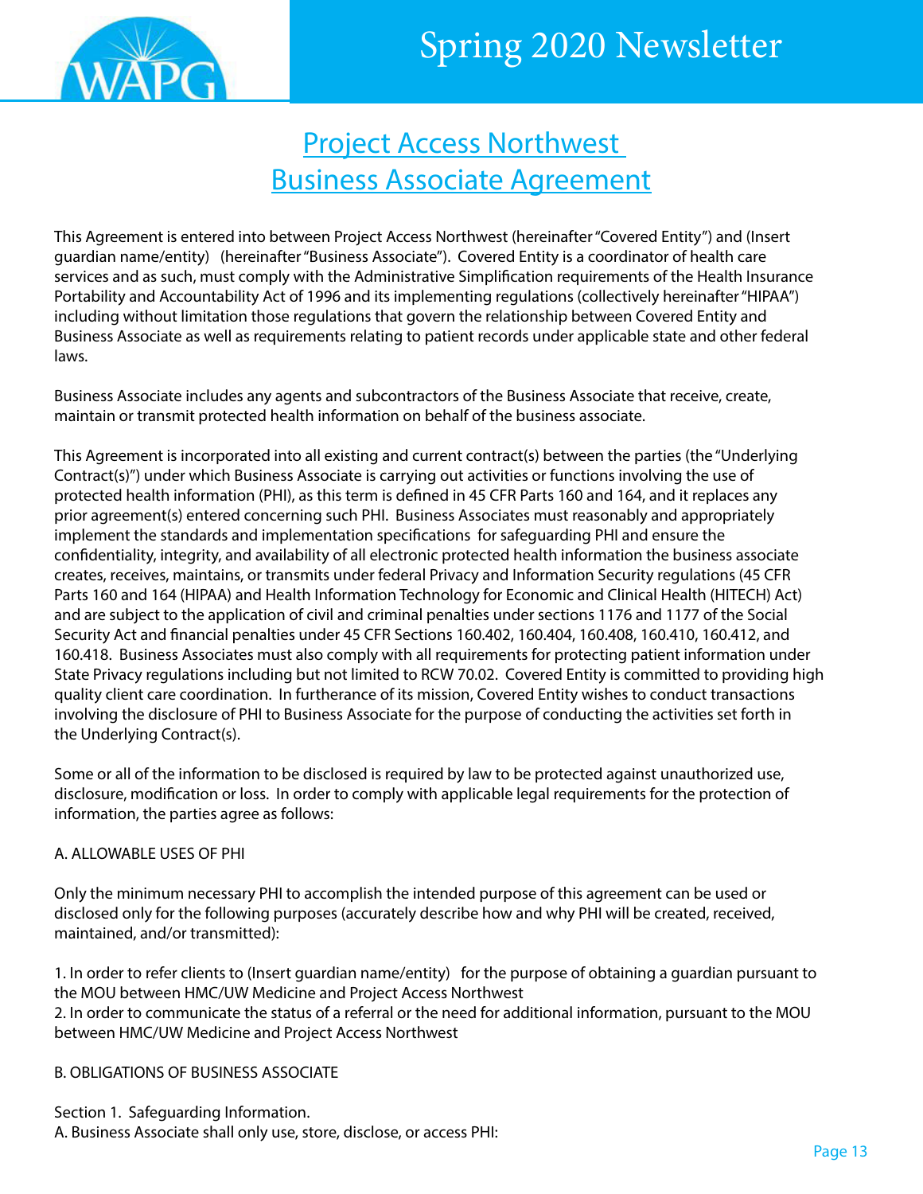# Project Access Northwest Business Associate Agreement

This Agreement is entered into between Project Access Northwest (hereinafter "Covered Entity") and (Insert guardian name/entity) (hereinafter "Business Associate"). Covered Entity is a coordinator of health care services and as such, must comply with the Administrative Simplification requirements of the Health Insurance Portability and Accountability Act of 1996 and its implementing regulations (collectively hereinafter "HIPAA") including without limitation those regulations that govern the relationship between Covered Entity and Business Associate as well as requirements relating to patient records under applicable state and other federal laws.

Business Associate includes any agents and subcontractors of the Business Associate that receive, create, maintain or transmit protected health information on behalf of the business associate.

This Agreement is incorporated into all existing and current contract(s) between the parties (the "Underlying Contract(s)") under which Business Associate is carrying out activities or functions involving the use of protected health information (PHI), as this term is defined in 45 CFR Parts 160 and 164, and it replaces any prior agreement(s) entered concerning such PHI. Business Associates must reasonably and appropriately implement the standards and implementation specifications for safeguarding PHI and ensure the confidentiality, integrity, and availability of all electronic protected health information the business associate creates, receives, maintains, or transmits under federal Privacy and Information Security regulations (45 CFR Parts 160 and 164 (HIPAA) and Health Information Technology for Economic and Clinical Health (HITECH) Act) and are subject to the application of civil and criminal penalties under sections 1176 and 1177 of the Social Security Act and financial penalties under 45 CFR Sections 160.402, 160.404, 160.408, 160.410, 160.412, and 160.418. Business Associates must also comply with all requirements for protecting patient information under State Privacy regulations including but not limited to RCW 70.02. Covered Entity is committed to providing high quality client care coordination. In furtherance of its mission, Covered Entity wishes to conduct transactions involving the disclosure of PHI to Business Associate for the purpose of conducting the activities set forth in the Underlying Contract(s).

Some or all of the information to be disclosed is required by law to be protected against unauthorized use, disclosure, modification or loss. In order to comply with applicable legal requirements for the protection of information, the parties agree as follows:

A. ALLOWABLE USES OF PHI

Only the minimum necessary PHI to accomplish the intended purpose of this agreement can be used or disclosed only for the following purposes (accurately describe how and why PHI will be created, received, maintained, and/or transmitted):

1. In order to refer clients to (Insert guardian name/entity) for the purpose of obtaining a guardian pursuant to the MOU between HMC/UW Medicine and Project Access Northwest
2. In order to communicate the status of a referral or the need for additional information, pursuant to the MOU between HMC/UW Medicine and Project Access Northwest

B. OBLIGATIONS OF BUSINESS ASSOCIATE

Section 1. Safeguarding Information.
A. Business Associate shall only use, store, disclose, or access PHI: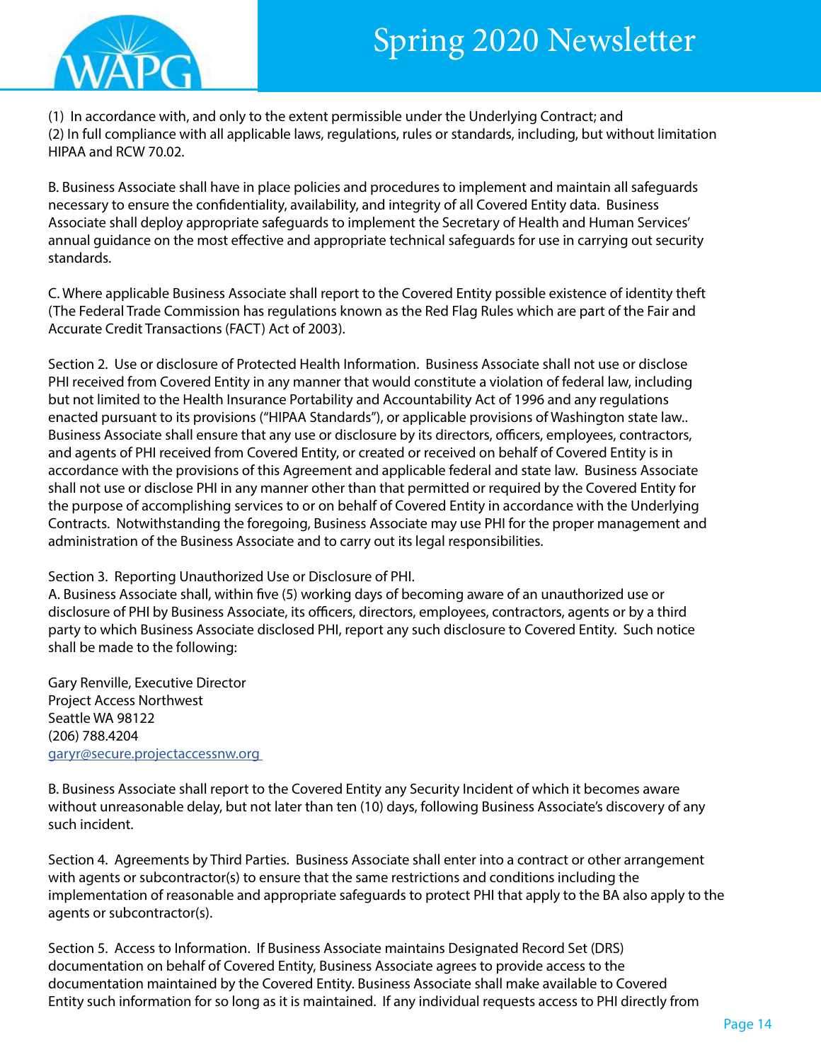(1) In accordance with, and only to the extent permissible under the Underlying Contract; and
(2) In full compliance with all applicable laws, regulations, rules or standards, including, but without limitation HIPAA and RCW 70.02.

B. Business Associate shall have in place policies and procedures to implement and maintain all safeguards necessary to ensure the confidentiality, availability, and integrity of all Covered Entity data. Business Associate shall deploy appropriate safeguards to implement the Secretary of Health and Human Services' annual guidance on the most effective and appropriate technical safeguards for use in carrying out security standards.

C. Where applicable Business Associate shall report to the Covered Entity possible existence of identity theft (The Federal Trade Commission has regulations known as the Red Flag Rules which are part of the Fair and Accurate Credit Transactions (FACT) Act of 2003).

Section 2. Use or disclosure of Protected Health Information. Business Associate shall not use or disclose PHI received from Covered Entity in any manner that would constitute a violation of federal law, including but not limited to the Health Insurance Portability and Accountability Act of 1996 and any regulations enacted pursuant to its provisions ("HIPAA Standards"), or applicable provisions of Washington state law.. Business Associate shall ensure that any use or disclosure by its directors, officers, employees, contractors, and agents of PHI received from Covered Entity, or created or received on behalf of Covered Entity is in accordance with the provisions of this Agreement and applicable federal and state law. Business Associate shall not use or disclose PHI in any manner other than that permitted or required by the Covered Entity for the purpose of accomplishing services to or on behalf of Covered Entity in accordance with the Underlying Contracts. Notwithstanding the foregoing, Business Associate may use PHI for the proper management and administration of the Business Associate and to carry out its legal responsibilities.

Section 3. Reporting Unauthorized Use or Disclosure of PHI.
A. Business Associate shall, within five (5) working days of becoming aware of an unauthorized use or disclosure of PHI by Business Associate, its officers, directors, employees, contractors, agents or by a third party to which Business Associate disclosed PHI, report any such disclosure to Covered Entity. Such notice shall be made to the following:

Gary Renville, Executive Director
Project Access Northwest
Seattle WA 98122
(206) 788.4204
garyr@secure.projectaccessnw.org

B. Business Associate shall report to the Covered Entity any Security Incident of which it becomes aware without unreasonable delay, but not later than ten (10) days, following Business Associate's discovery of any such incident.

Section 4. Agreements by Third Parties. Business Associate shall enter into a contract or other arrangement with agents or subcontractor(s) to ensure that the same restrictions and conditions including the implementation of reasonable and appropriate safeguards to protect PHI that apply to the BA also apply to the agents or subcontractor(s).

Section 5. Access to Information. If Business Associate maintains Designated Record Set (DRS) documentation on behalf of Covered Entity, Business Associate agrees to provide access to the documentation maintained by the Covered Entity. Business Associate shall make available to Covered Entity such information for so long as it is maintained. If any individual requests access to PHI directly from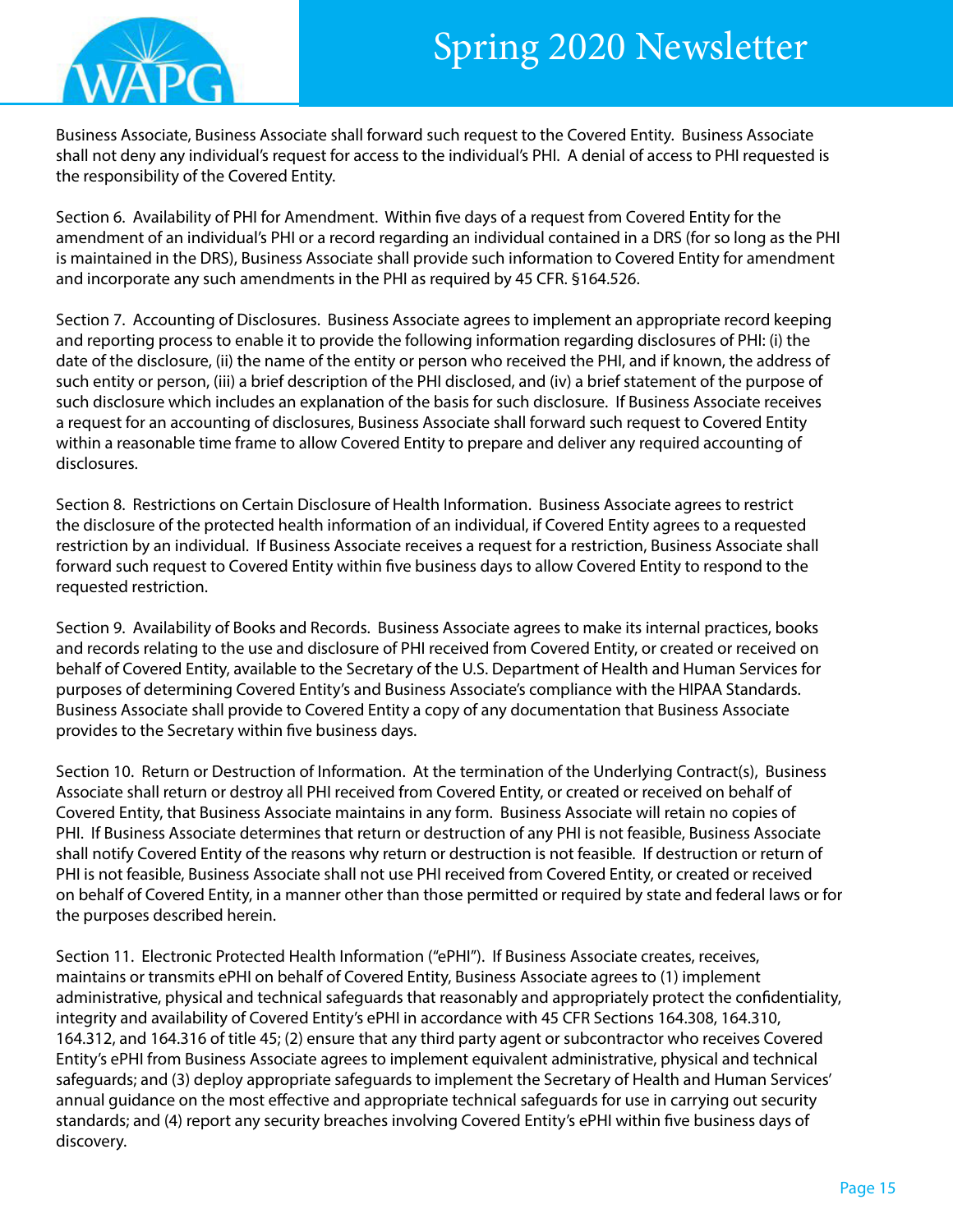Business Associate, Business Associate shall forward such request to the Covered Entity. Business Associate shall not deny any individual's request for access to the individual's PHI. A denial of access to PHI requested is the responsibility of the Covered Entity.

Section 6. Availability of PHI for Amendment. Within five days of a request from Covered Entity for the amendment of an individual's PHI or a record regarding an individual contained in a DRS (for so long as the PHI is maintained in the DRS), Business Associate shall provide such information to Covered Entity for amendment and incorporate any such amendments in the PHI as required by 45 CFR. §164.526.

Section 7. Accounting of Disclosures. Business Associate agrees to implement an appropriate record keeping and reporting process to enable it to provide the following information regarding disclosures of PHI: (i) the date of the disclosure, (ii) the name of the entity or person who received the PHI, and if known, the address of such entity or person, (iii) a brief description of the PHI disclosed, and (iv) a brief statement of the purpose of such disclosure which includes an explanation of the basis for such disclosure. If Business Associate receives a request for an accounting of disclosures, Business Associate shall forward such request to Covered Entity within a reasonable time frame to allow Covered Entity to prepare and deliver any required accounting of disclosures.

Section 8. Restrictions on Certain Disclosure of Health Information. Business Associate agrees to restrict the disclosure of the protected health information of an individual, if Covered Entity agrees to a requested restriction by an individual. If Business Associate receives a request for a restriction, Business Associate shall forward such request to Covered Entity within five business days to allow Covered Entity to respond to the requested restriction.

Section 9. Availability of Books and Records. Business Associate agrees to make its internal practices, books and records relating to the use and disclosure of PHI received from Covered Entity, or created or received on behalf of Covered Entity, available to the Secretary of the U.S. Department of Health and Human Services for purposes of determining Covered Entity's and Business Associate's compliance with the HIPAA Standards. Business Associate shall provide to Covered Entity a copy of any documentation that Business Associate provides to the Secretary within five business days.

Section 10. Return or Destruction of Information. At the termination of the Underlying Contract(s), Business Associate shall return or destroy all PHI received from Covered Entity, or created or received on behalf of Covered Entity, that Business Associate maintains in any form. Business Associate will retain no copies of PHI. If Business Associate determines that return or destruction of any PHI is not feasible, Business Associate shall notify Covered Entity of the reasons why return or destruction is not feasible. If destruction or return of PHI is not feasible, Business Associate shall not use PHI received from Covered Entity, or created or received on behalf of Covered Entity, in a manner other than those permitted or required by state and federal laws or for the purposes described herein.

Section 11. Electronic Protected Health Information ("ePHI"). If Business Associate creates, receives, maintains or transmits ePHI on behalf of Covered Entity, Business Associate agrees to (1) implement administrative, physical and technical safeguards that reasonably and appropriately protect the confidentiality, integrity and availability of Covered Entity's ePHI in accordance with 45 CFR Sections 164.308, 164.310, 164.312, and 164.316 of title 45; (2) ensure that any third party agent or subcontractor who receives Covered Entity's ePHI from Business Associate agrees to implement equivalent administrative, physical and technical safeguards; and (3) deploy appropriate safeguards to implement the Secretary of Health and Human Services' annual guidance on the most effective and appropriate technical safeguards for use in carrying out security standards; and (4) report any security breaches involving Covered Entity's ePHI within five business days of discovery.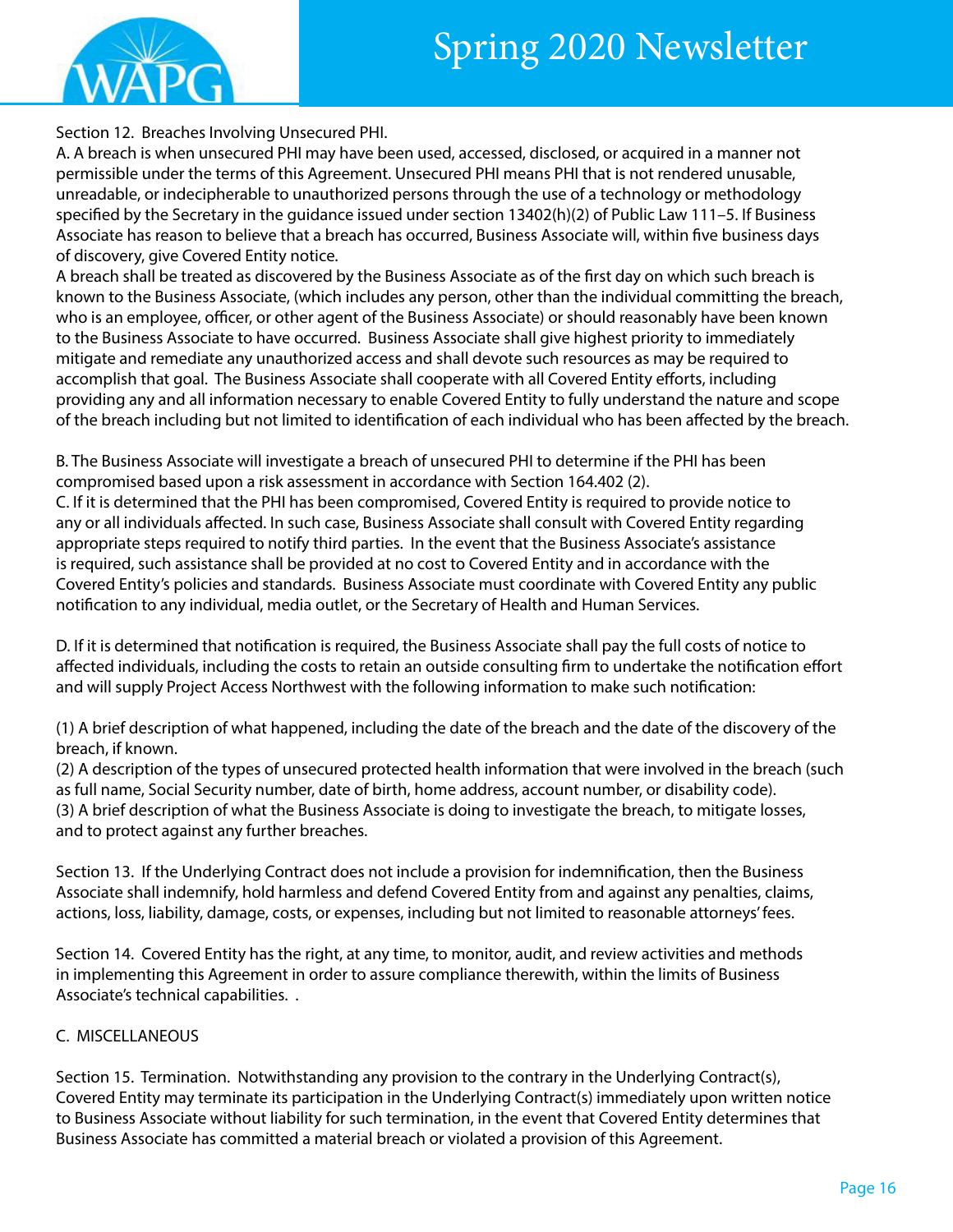Section 12. Breaches Involving Unsecured PHI.

A. A breach is when unsecured PHI may have been used, accessed, disclosed, or acquired in a manner not permissible under the terms of this Agreement. Unsecured PHI means PHI that is not rendered unusable, unreadable, or indecipherable to unauthorized persons through the use of a technology or methodology specified by the Secretary in the guidance issued under section 13402(h)(2) of Public Law 111–5. If Business Associate has reason to believe that a breach has occurred, Business Associate will, within five business days of discovery, give Covered Entity notice.

A breach shall be treated as discovered by the Business Associate as of the first day on which such breach is known to the Business Associate, (which includes any person, other than the individual committing the breach, who is an employee, officer, or other agent of the Business Associate) or should reasonably have been known to the Business Associate to have occurred. Business Associate shall give highest priority to immediately mitigate and remediate any unauthorized access and shall devote such resources as may be required to accomplish that goal. The Business Associate shall cooperate with all Covered Entity efforts, including providing any and all information necessary to enable Covered Entity to fully understand the nature and scope of the breach including but not limited to identification of each individual who has been affected by the breach.

B. The Business Associate will investigate a breach of unsecured PHI to determine if the PHI has been compromised based upon a risk assessment in accordance with Section 164.402 (2).

C. If it is determined that the PHI has been compromised, Covered Entity is required to provide notice to any or all individuals affected. In such case, Business Associate shall consult with Covered Entity regarding appropriate steps required to notify third parties. In the event that the Business Associate's assistance is required, such assistance shall be provided at no cost to Covered Entity and in accordance with the Covered Entity's policies and standards. Business Associate must coordinate with Covered Entity any public notification to any individual, media outlet, or the Secretary of Health and Human Services.

D. If it is determined that notification is required, the Business Associate shall pay the full costs of notice to affected individuals, including the costs to retain an outside consulting firm to undertake the notification effort and will supply Project Access Northwest with the following information to make such notification:

(1) A brief description of what happened, including the date of the breach and the date of the discovery of the breach, if known.

(2) A description of the types of unsecured protected health information that were involved in the breach (such as full name, Social Security number, date of birth, home address, account number, or disability code).

(3) A brief description of what the Business Associate is doing to investigate the breach, to mitigate losses, and to protect against any further breaches.

Section 13. If the Underlying Contract does not include a provision for indemnification, then the Business Associate shall indemnify, hold harmless and defend Covered Entity from and against any penalties, claims, actions, loss, liability, damage, costs, or expenses, including but not limited to reasonable attorneys' fees.

Section 14. Covered Entity has the right, at any time, to monitor, audit, and review activities and methods in implementing this Agreement in order to assure compliance therewith, within the limits of Business Associate's technical capabilities. .

C. MISCELLANEOUS

Section 15. Termination. Notwithstanding any provision to the contrary in the Underlying Contract(s), Covered Entity may terminate its participation in the Underlying Contract(s) immediately upon written notice to Business Associate without liability for such termination, in the event that Covered Entity determines that Business Associate has committed a material breach or violated a provision of this Agreement.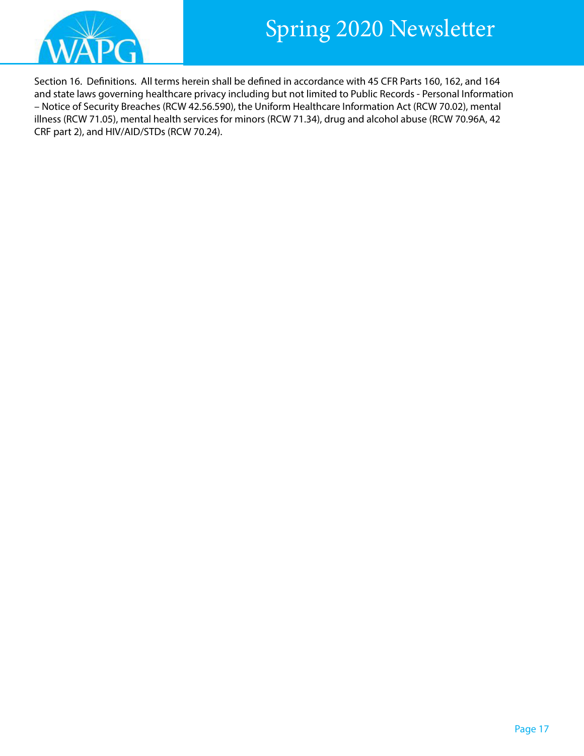Section 16. Definitions. All terms herein shall be defined in accordance with 45 CFR Parts 160, 162, and 164 and state laws governing healthcare privacy including but not limited to Public Records - Personal Information – Notice of Security Breaches (RCW 42.56.590), the Uniform Healthcare Information Act (RCW 70.02), mental illness (RCW 71.05), mental health services for minors (RCW 71.34), drug and alcohol abuse (RCW 70.96A, 42 CRF part 2), and HIV/AID/STDs (RCW 70.24).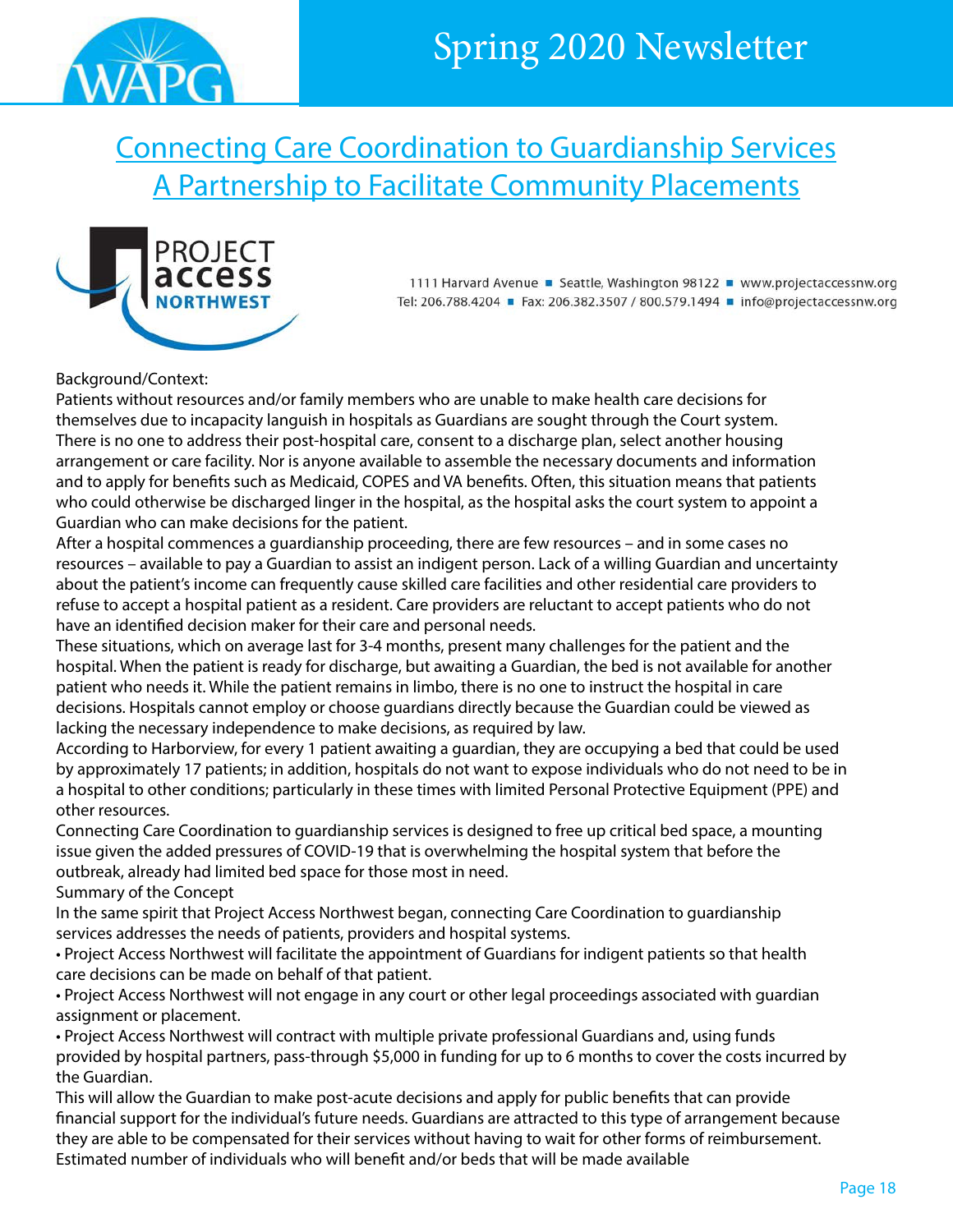# Connecting Care Coordination to Guardianship Services
# A Partnership to Facilitate Community Placements

PROJECT access NORTHWEST

1111 Harvard Avenue ■ Seattle, Washington 98122 ■ www.projectaccessnw.org
Tel: 206.788.4204 ■ Fax: 206.382.3507 / 800.579.1494 ■ info@projectaccessnw.org

Background/Context:

Patients without resources and/or family members who are unable to make health care decisions for themselves due to incapacity languish in hospitals as Guardians are sought through the Court system. There is no one to address their post-hospital care, consent to a discharge plan, select another housing arrangement or care facility. Nor is anyone available to assemble the necessary documents and information and to apply for benefits such as Medicaid, COPES and VA benefits. Often, this situation means that patients who could otherwise be discharged linger in the hospital, as the hospital asks the court system to appoint a Guardian who can make decisions for the patient.

After a hospital commences a guardianship proceeding, there are few resources – and in some cases no resources – available to pay a Guardian to assist an indigent person. Lack of a willing Guardian and uncertainty about the patient's income can frequently cause skilled care facilities and other residential care providers to refuse to accept a hospital patient as a resident. Care providers are reluctant to accept patients who do not have an identified decision maker for their care and personal needs.

These situations, which on average last for 3-4 months, present many challenges for the patient and the hospital. When the patient is ready for discharge, but awaiting a Guardian, the bed is not available for another patient who needs it. While the patient remains in limbo, there is no one to instruct the hospital in care decisions. Hospitals cannot employ or choose guardians directly because the Guardian could be viewed as lacking the necessary independence to make decisions, as required by law.

According to Harborview, for every 1 patient awaiting a guardian, they are occupying a bed that could be used by approximately 17 patients; in addition, hospitals do not want to expose individuals who do not need to be in a hospital to other conditions; particularly in these times with limited Personal Protective Equipment (PPE) and other resources.

Connecting Care Coordination to guardianship services is designed to free up critical bed space, a mounting issue given the added pressures of COVID-19 that is overwhelming the hospital system that before the outbreak, already had limited bed space for those most in need.

Summary of the Concept

In the same spirit that Project Access Northwest began, connecting Care Coordination to guardianship services addresses the needs of patients, providers and hospital systems.

- Project Access Northwest will facilitate the appointment of Guardians for indigent patients so that health care decisions can be made on behalf of that patient.
- Project Access Northwest will not engage in any court or other legal proceedings associated with guardian assignment or placement.
- Project Access Northwest will contract with multiple private professional Guardians and, using funds provided by hospital partners, pass-through $5,000 in funding for up to 6 months to cover the costs incurred by the Guardian.

This will allow the Guardian to make post-acute decisions and apply for public benefits that can provide financial support for the individual's future needs. Guardians are attracted to this type of arrangement because they are able to be compensated for their services without having to wait for other forms of reimbursement.

Estimated number of individuals who will benefit and/or beds that will be made available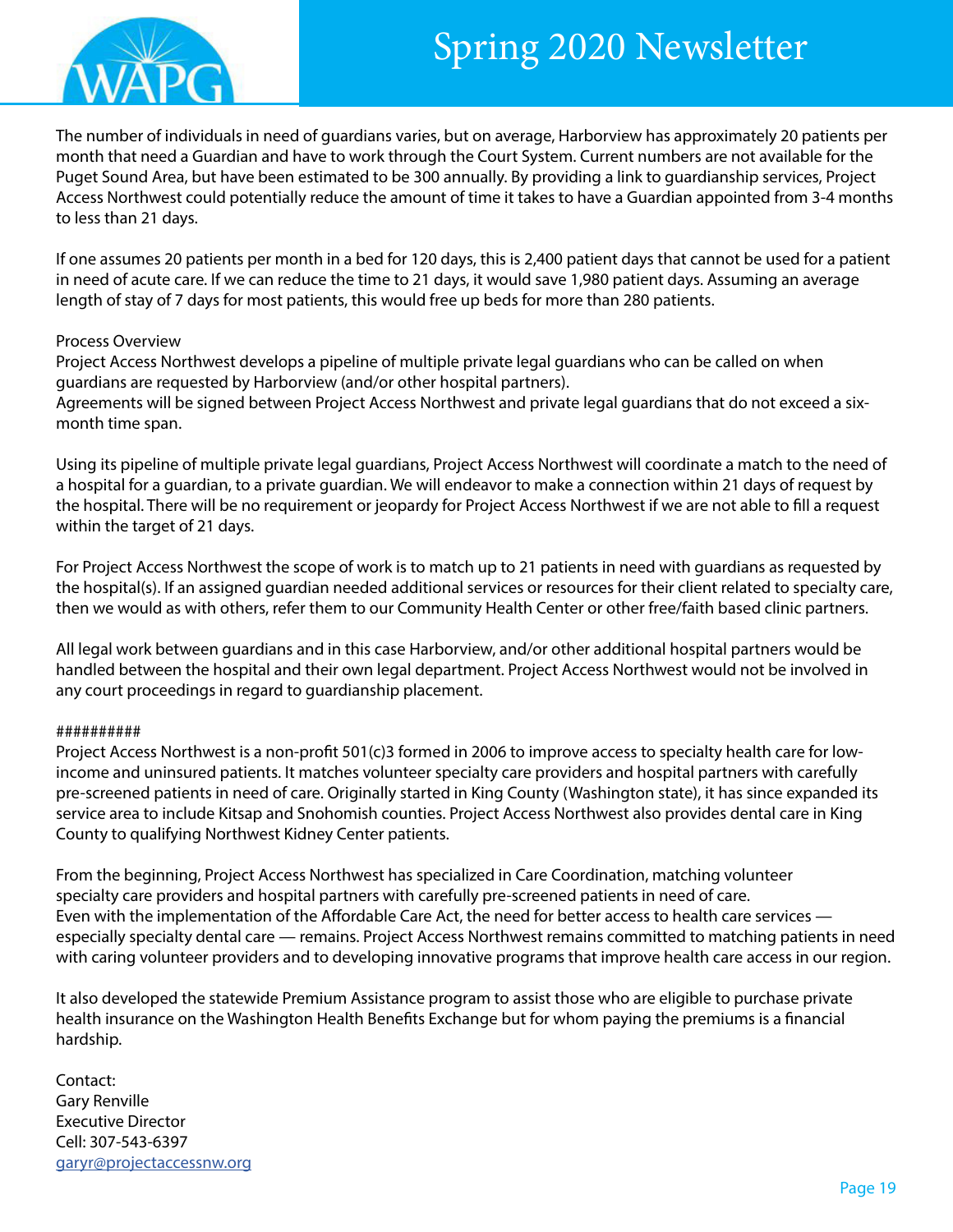The number of individuals in need of guardians varies, but on average, Harborview has approximately 20 patients per month that need a Guardian and have to work through the Court System. Current numbers are not available for the Puget Sound Area, but have been estimated to be 300 annually. By providing a link to guardianship services, Project Access Northwest could potentially reduce the amount of time it takes to have a Guardian appointed from 3-4 months to less than 21 days.

If one assumes 20 patients per month in a bed for 120 days, this is 2,400 patient days that cannot be used for a patient in need of acute care. If we can reduce the time to 21 days, it would save 1,980 patient days. Assuming an average length of stay of 7 days for most patients, this would free up beds for more than 280 patients.

Process Overview
Project Access Northwest develops a pipeline of multiple private legal guardians who can be called on when guardians are requested by Harborview (and/or other hospital partners).
Agreements will be signed between Project Access Northwest and private legal guardians that do not exceed a six-month time span.

Using its pipeline of multiple private legal guardians, Project Access Northwest will coordinate a match to the need of a hospital for a guardian, to a private guardian. We will endeavor to make a connection within 21 days of request by the hospital. There will be no requirement or jeopardy for Project Access Northwest if we are not able to fill a request within the target of 21 days.

For Project Access Northwest the scope of work is to match up to 21 patients in need with guardians as requested by the hospital(s). If an assigned guardian needed additional services or resources for their client related to specialty care, then we would as with others, refer them to our Community Health Center or other free/faith based clinic partners.

All legal work between guardians and in this case Harborview, and/or other additional hospital partners would be handled between the hospital and their own legal department. Project Access Northwest would not be involved in any court proceedings in regard to guardianship placement.

##########
Project Access Northwest is a non-profit 501(c)3 formed in 2006 to improve access to specialty health care for low-income and uninsured patients. It matches volunteer specialty care providers and hospital partners with carefully pre-screened patients in need of care. Originally started in King County (Washington state), it has since expanded its service area to include Kitsap and Snohomish counties. Project Access Northwest also provides dental care in King County to qualifying Northwest Kidney Center patients.

From the beginning, Project Access Northwest has specialized in Care Coordination, matching volunteer specialty care providers and hospital partners with carefully pre-screened patients in need of care.
Even with the implementation of the Affordable Care Act, the need for better access to health care services — especially specialty dental care — remains. Project Access Northwest remains committed to matching patients in need with caring volunteer providers and to developing innovative programs that improve health care access in our region.

It also developed the statewide Premium Assistance program to assist those who are eligible to purchase private health insurance on the Washington Health Benefits Exchange but for whom paying the premiums is a financial hardship.

Contact:
Gary Renville
Executive Director
Cell: 307-543-6397
garyr@projectaccessnw.org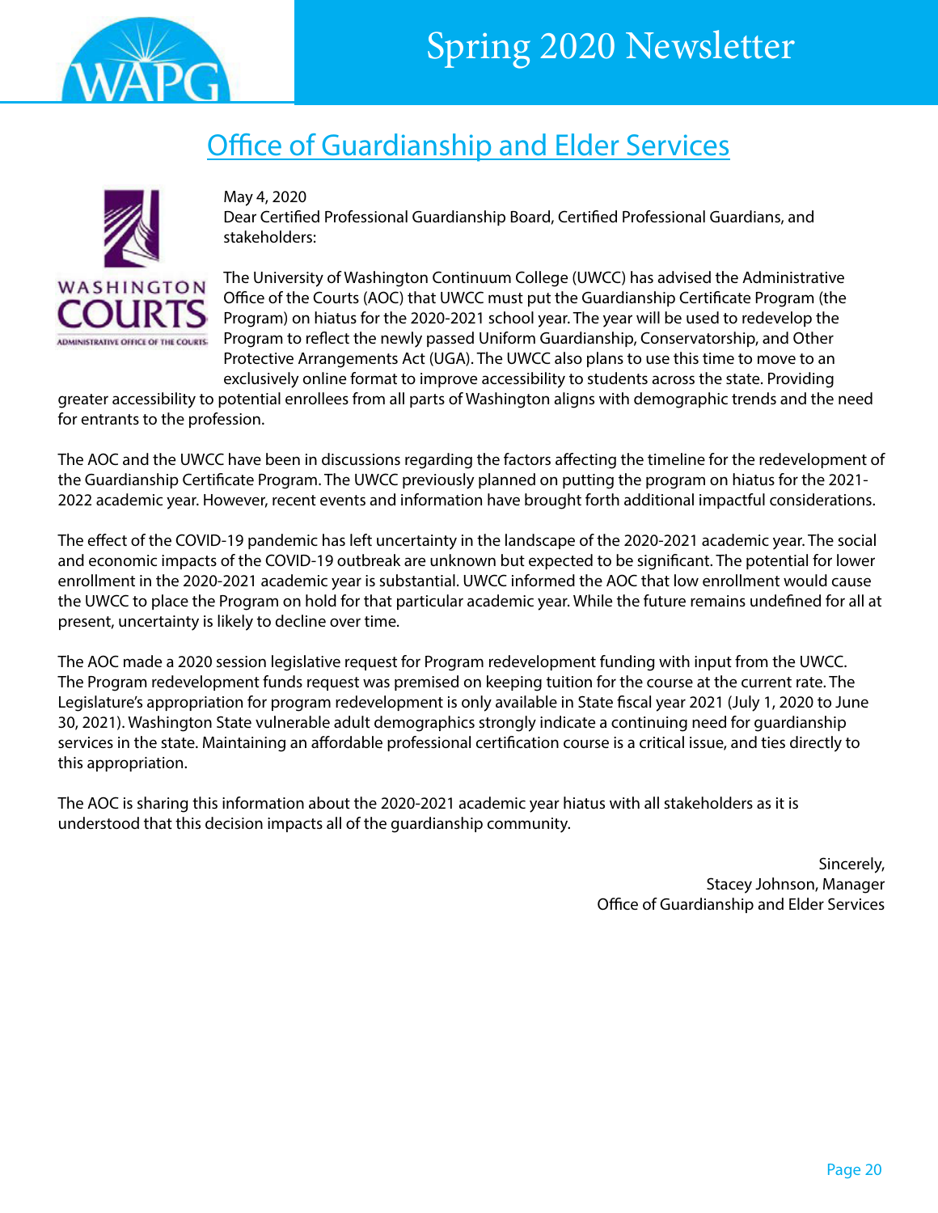# Office of Guardianship and Elder Services

May 4, 2020

Dear Certified Professional Guardianship Board, Certified Professional Guardians, and stakeholders:

The University of Washington Continuum College (UWCC) has advised the Administrative Office of the Courts (AOC) that UWCC must put the Guardianship Certificate Program (the Program) on hiatus for the 2020-2021 school year. The year will be used to redevelop the Program to reflect the newly passed Uniform Guardianship, Conservatorship, and Other Protective Arrangements Act (UGA). The UWCC also plans to use this time to move to an exclusively online format to improve accessibility to students across the state. Providing greater accessibility to potential enrollees from all parts of Washington aligns with demographic trends and the need for entrants to the profession.

The AOC and the UWCC have been in discussions regarding the factors affecting the timeline for the redevelopment of the Guardianship Certificate Program. The UWCC previously planned on putting the program on hiatus for the 2021-2022 academic year. However, recent events and information have brought forth additional impactful considerations.

The effect of the COVID-19 pandemic has left uncertainty in the landscape of the 2020-2021 academic year. The social and economic impacts of the COVID-19 outbreak are unknown but expected to be significant. The potential for lower enrollment in the 2020-2021 academic year is substantial. UWCC informed the AOC that low enrollment would cause the UWCC to place the Program on hold for that particular academic year. While the future remains undefined for all at present, uncertainty is likely to decline over time.

The AOC made a 2020 session legislative request for Program redevelopment funding with input from the UWCC. The Program redevelopment funds request was premised on keeping tuition for the course at the current rate. The Legislature's appropriation for program redevelopment is only available in State fiscal year 2021 (July 1, 2020 to June 30, 2021). Washington State vulnerable adult demographics strongly indicate a continuing need for guardianship services in the state. Maintaining an affordable professional certification course is a critical issue, and ties directly to this appropriation.

The AOC is sharing this information about the 2020-2021 academic year hiatus with all stakeholders as it is understood that this decision impacts all of the guardianship community.

Sincerely,
Stacey Johnson, Manager
Office of Guardianship and Elder Services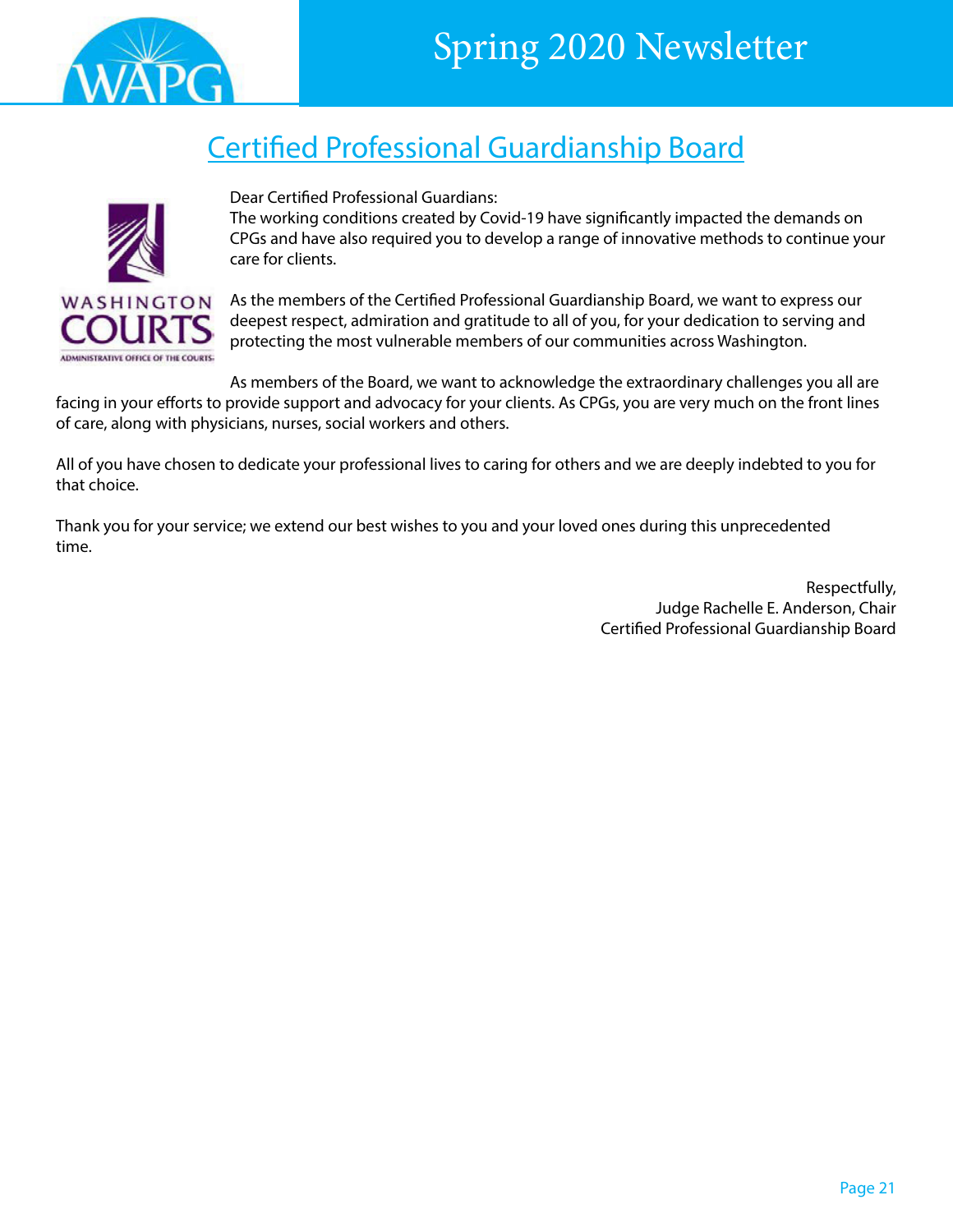## Certified Professional Guardianship Board

Dear Certified Professional Guardians:

The working conditions created by Covid-19 have significantly impacted the demands on CPGs and have also required you to develop a range of innovative methods to continue your care for clients.

As the members of the Certified Professional Guardianship Board, we want to express our deepest respect, admiration and gratitude to all of you, for your dedication to serving and protecting the most vulnerable members of our communities across Washington.

As members of the Board, we want to acknowledge the extraordinary challenges you all are facing in your efforts to provide support and advocacy for your clients. As CPGs, you are very much on the front lines of care, along with physicians, nurses, social workers and others.

All of you have chosen to dedicate your professional lives to caring for others and we are deeply indebted to you for that choice.

Thank you for your service; we extend our best wishes to you and your loved ones during this unprecedented time.

Respectfully,
Judge Rachelle E. Anderson, Chair
Certified Professional Guardianship Board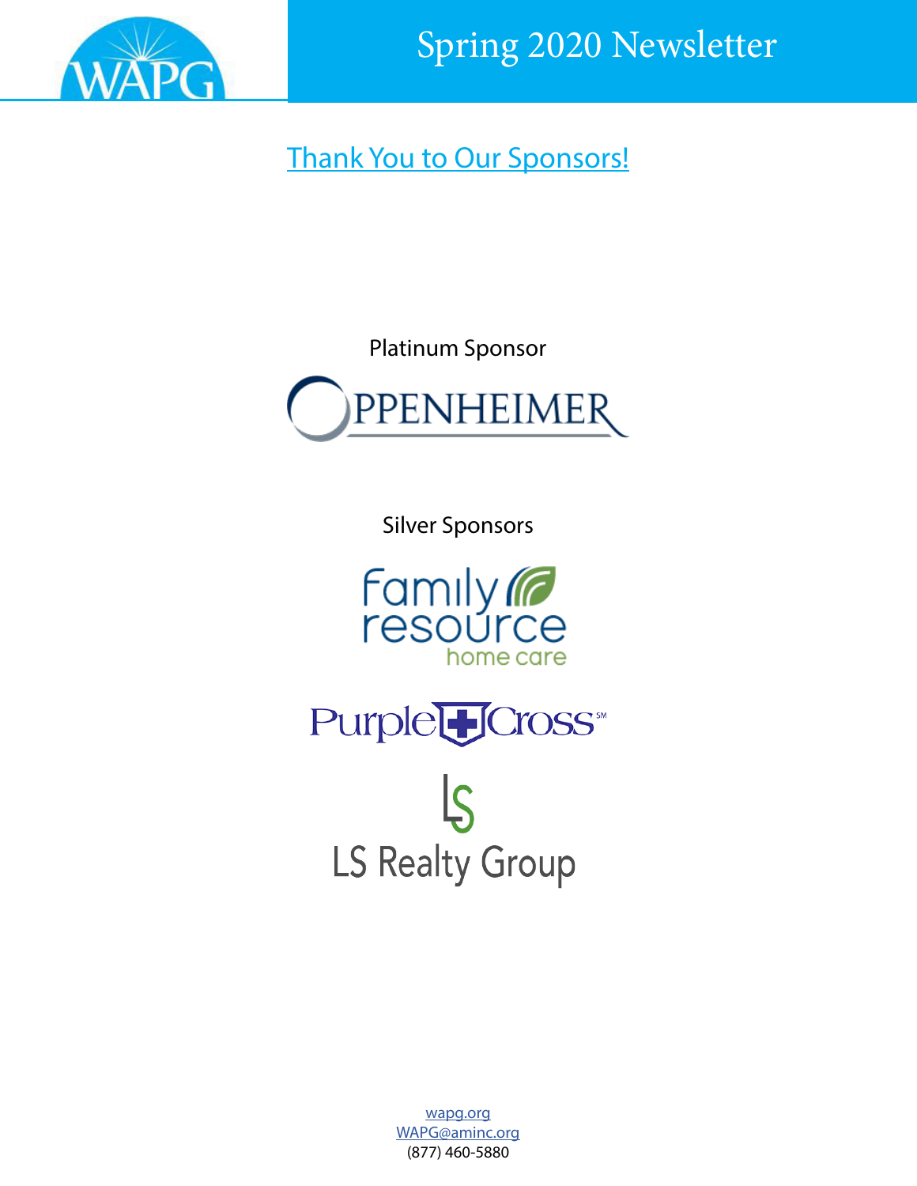## Thank You to Our Sponsors!

Platinum Sponsor

OPPENHEIMER

Silver Sponsors

Family resource home care

Purple Cross

LS Realty Group

wapg.org
WAPG@aminc.org
(877) 460-5880